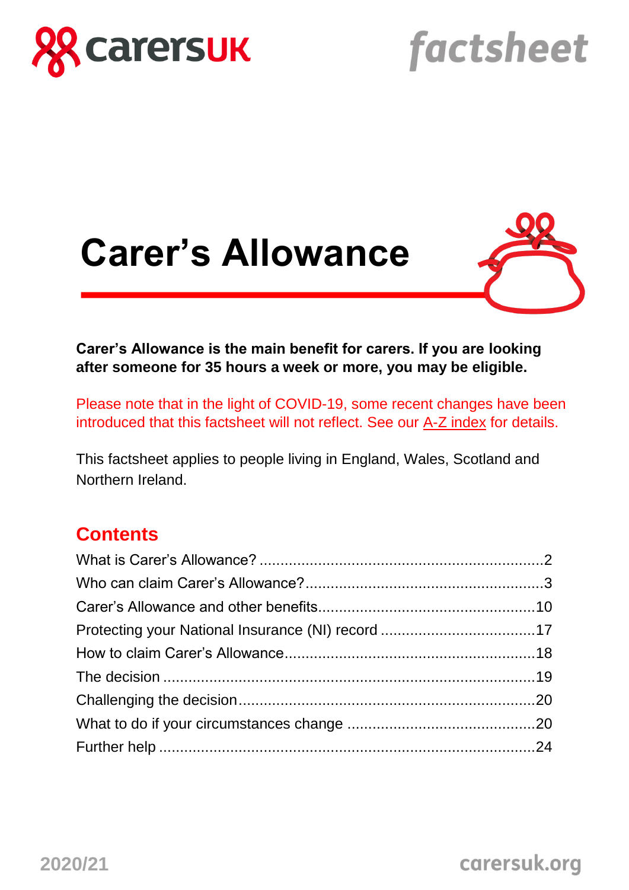carersUK

*factsheet*

# Carer's Allowance

**Carer's Allowance is the main benefit for carers. If you are looking after someone for 35 hours a week or more, you may be eligible.**

Please note that in the light of COVID-19, some recent changes have been introduced that this factsheet will not reflect. See our A-Z index for details.

This factsheet applies to people living in England, Wales, Scotland and Northern Ireland.

## Contents

| | |
|---|---|
| What is Carer's Allowance? | 2 |
| Who can claim Carer's Allowance? | 3 |
| Carer's Allowance and other benefits | 10 |
| Protecting your National Insurance (NI) record | 17 |
| How to claim Carer's Allowance | 18 |
| The decision | 19 |
| Challenging the decision | 20 |
| What to do if your circumstances change | 20 |
| Further help | 24 |

2020/21

carersuk.org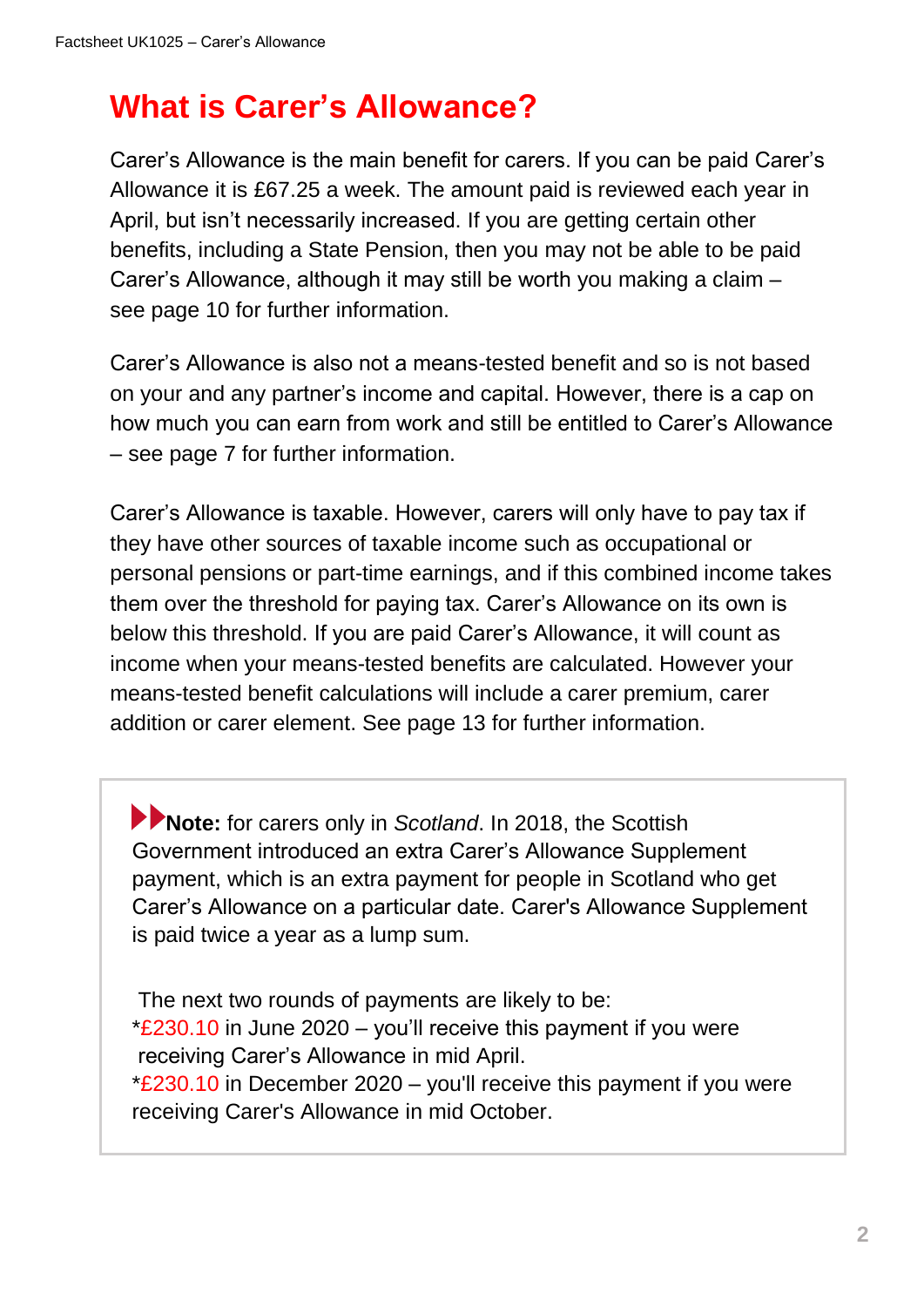# What is Carer's Allowance?

Carer's Allowance is the main benefit for carers. If you can be paid Carer's Allowance it is £67.25 a week. The amount paid is reviewed each year in April, but isn't necessarily increased. If you are getting certain other benefits, including a State Pension, then you may not be able to be paid Carer's Allowance, although it may still be worth you making a claim – see page 10 for further information.

Carer's Allowance is also not a means-tested benefit and so is not based on your and any partner's income and capital. However, there is a cap on how much you can earn from work and still be entitled to Carer's Allowance – see page 7 for further information.

Carer's Allowance is taxable. However, carers will only have to pay tax if they have other sources of taxable income such as occupational or personal pensions or part-time earnings, and if this combined income takes them over the threshold for paying tax. Carer's Allowance on its own is below this threshold. If you are paid Carer's Allowance, it will count as income when your means-tested benefits are calculated. However your means-tested benefit calculations will include a carer premium, carer addition or carer element. See page 13 for further information.

> **Note:** for carers only in *Scotland*. In 2018, the Scottish Government introduced an extra Carer's Allowance Supplement payment, which is an extra payment for people in Scotland who get Carer's Allowance on a particular date. Carer's Allowance Supplement is paid twice a year as a lump sum.
>
> The next two rounds of payments are likely to be:
> *£230.10 in June 2020 – you'll receive this payment if you were receiving Carer's Allowance in mid April.
> *£230.10 in December 2020 – you'll receive this payment if you were receiving Carer's Allowance in mid October.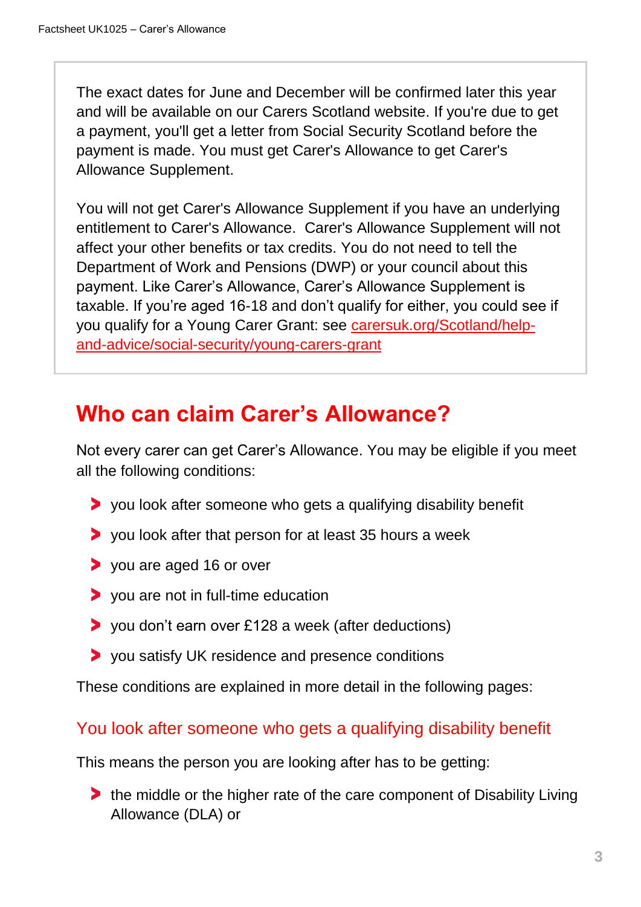The exact dates for June and December will be confirmed later this year and will be available on our Carers Scotland website. If you're due to get a payment, you'll get a letter from Social Security Scotland before the payment is made. You must get Carer's Allowance to get Carer's Allowance Supplement.

You will not get Carer's Allowance Supplement if you have an underlying entitlement to Carer's Allowance. Carer's Allowance Supplement will not affect your other benefits or tax credits. You do not need to tell the Department of Work and Pensions (DWP) or your council about this payment. Like Carer's Allowance, Carer's Allowance Supplement is taxable. If you're aged 16-18 and don't qualify for either, you could see if you qualify for a Young Carer Grant: see [carersuk.org/Scotland/help-and-advice/social-security/young-carers-grant](carersuk.org/Scotland/help-and-advice/social-security/young-carers-grant)

## Who can claim Carer's Allowance?

Not every carer can get Carer's Allowance. You may be eligible if you meet all the following conditions:

- you look after someone who gets a qualifying disability benefit
- you look after that person for at least 35 hours a week
- you are aged 16 or over
- you are not in full-time education
- you don't earn over £128 a week (after deductions)
- you satisfy UK residence and presence conditions

These conditions are explained in more detail in the following pages:

### You look after someone who gets a qualifying disability benefit

This means the person you are looking after has to be getting:

- the middle or the higher rate of the care component of Disability Living Allowance (DLA) or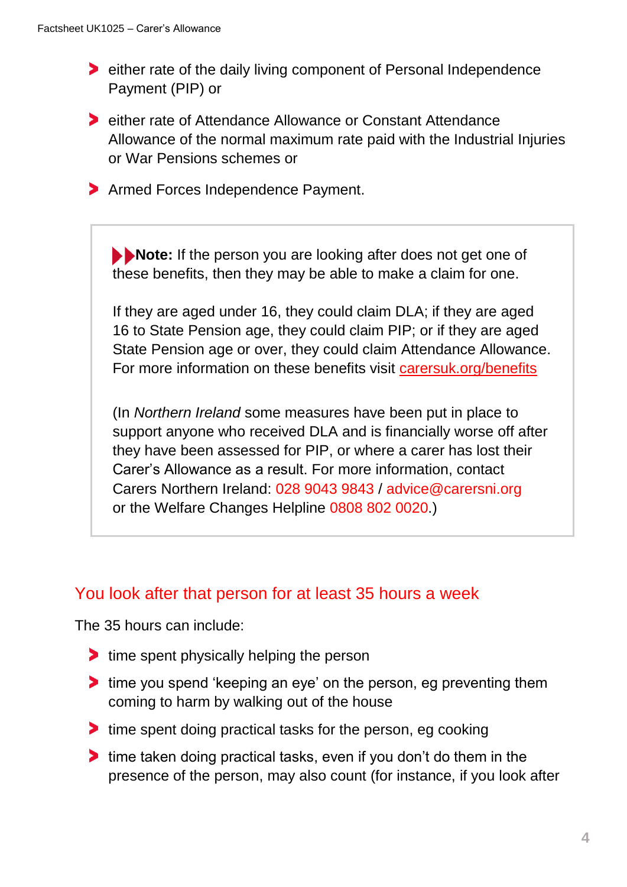- either rate of the daily living component of Personal Independence Payment (PIP) or
- either rate of Attendance Allowance or Constant Attendance Allowance of the normal maximum rate paid with the Industrial Injuries or War Pensions schemes or
- Armed Forces Independence Payment.

> **Note:** If the person you are looking after does not get one of these benefits, then they may be able to make a claim for one.
>
> If they are aged under 16, they could claim DLA; if they are aged 16 to State Pension age, they could claim PIP; or if they are aged State Pension age or over, they could claim Attendance Allowance. For more information on these benefits visit [carersuk.org/benefits](carersuk.org/benefits)
>
> (In *Northern Ireland* some measures have been put in place to support anyone who received DLA and is financially worse off after they have been assessed for PIP, or where a carer has lost their Carer's Allowance as a result. For more information, contact Carers Northern Ireland: 028 9043 9843 / advice@carersni.org or the Welfare Changes Helpline 0808 802 0020.)

## You look after that person for at least 35 hours a week

The 35 hours can include:

- time spent physically helping the person
- time you spend 'keeping an eye' on the person, eg preventing them coming to harm by walking out of the house
- time spent doing practical tasks for the person, eg cooking
- time taken doing practical tasks, even if you don't do them in the presence of the person, may also count (for instance, if you look after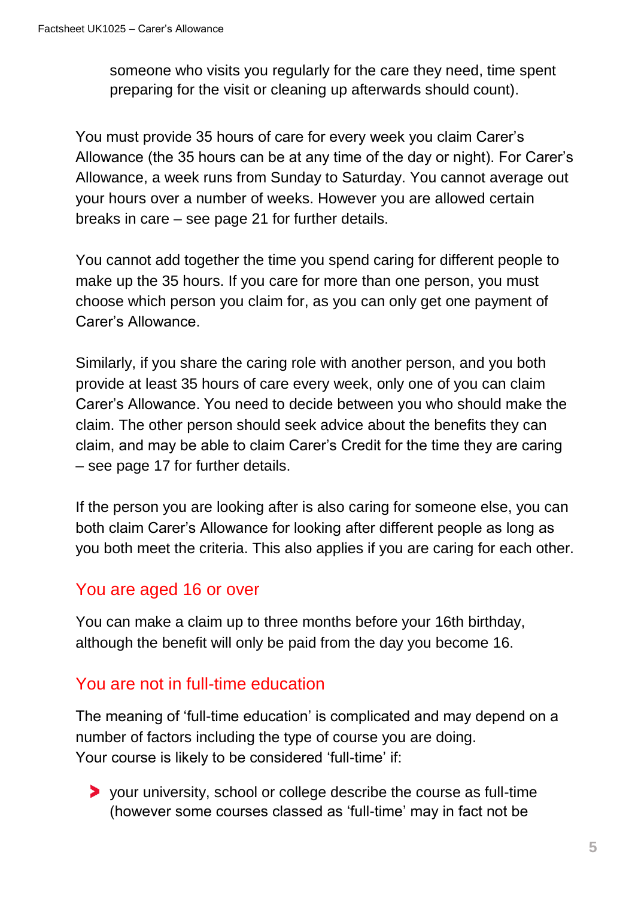someone who visits you regularly for the care they need, time spent preparing for the visit or cleaning up afterwards should count).

You must provide 35 hours of care for every week you claim Carer's Allowance (the 35 hours can be at any time of the day or night). For Carer's Allowance, a week runs from Sunday to Saturday. You cannot average out your hours over a number of weeks. However you are allowed certain breaks in care – see page 21 for further details.

You cannot add together the time you spend caring for different people to make up the 35 hours. If you care for more than one person, you must choose which person you claim for, as you can only get one payment of Carer's Allowance.

Similarly, if you share the caring role with another person, and you both provide at least 35 hours of care every week, only one of you can claim Carer's Allowance. You need to decide between you who should make the claim. The other person should seek advice about the benefits they can claim, and may be able to claim Carer's Credit for the time they are caring – see page 17 for further details.

If the person you are looking after is also caring for someone else, you can both claim Carer's Allowance for looking after different people as long as you both meet the criteria. This also applies if you are caring for each other.

## You are aged 16 or over

You can make a claim up to three months before your 16th birthday, although the benefit will only be paid from the day you become 16.

## You are not in full-time education

The meaning of 'full-time education' is complicated and may depend on a number of factors including the type of course you are doing.
Your course is likely to be considered 'full-time' if:

- your university, school or college describe the course as full-time (however some courses classed as 'full-time' may in fact not be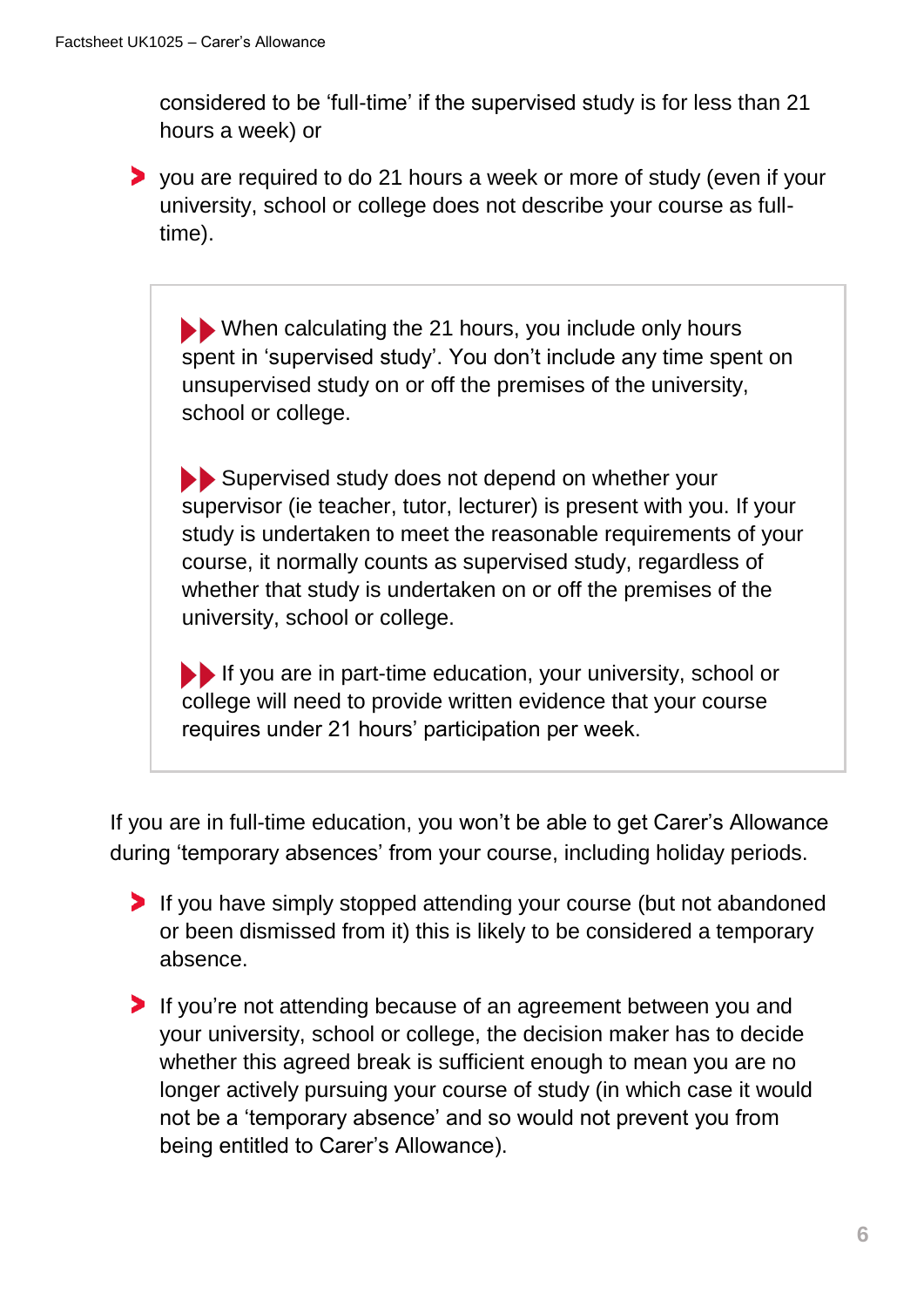considered to be 'full-time' if the supervised study is for less than 21 hours a week) or

- you are required to do 21 hours a week or more of study (even if your university, school or college does not describe your course as full-time).

> When calculating the 21 hours, you include only hours spent in 'supervised study'. You don't include any time spent on unsupervised study on or off the premises of the university, school or college.
>
> Supervised study does not depend on whether your supervisor (ie teacher, tutor, lecturer) is present with you. If your study is undertaken to meet the reasonable requirements of your course, it normally counts as supervised study, regardless of whether that study is undertaken on or off the premises of the university, school or college.
>
> If you are in part-time education, your university, school or college will need to provide written evidence that your course requires under 21 hours' participation per week.

If you are in full-time education, you won't be able to get Carer's Allowance during 'temporary absences' from your course, including holiday periods.

- If you have simply stopped attending your course (but not abandoned or been dismissed from it) this is likely to be considered a temporary absence.
- If you're not attending because of an agreement between you and your university, school or college, the decision maker has to decide whether this agreed break is sufficient enough to mean you are no longer actively pursuing your course of study (in which case it would not be a 'temporary absence' and so would not prevent you from being entitled to Carer's Allowance).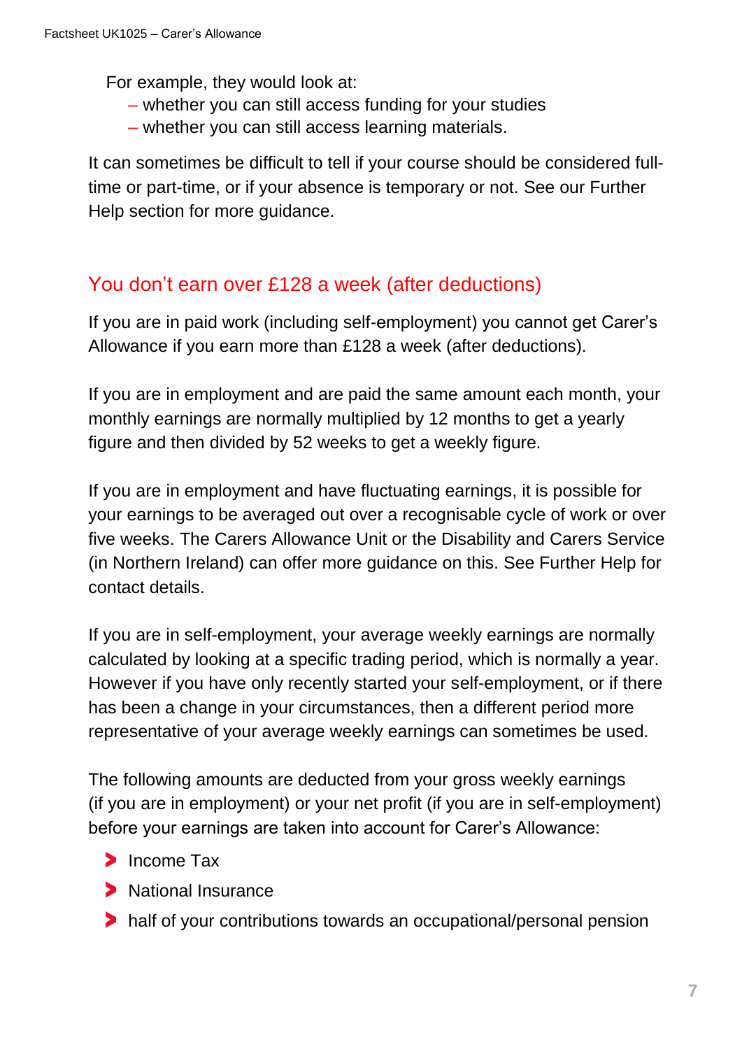For example, they would look at:

- whether you can still access funding for your studies
- whether you can still access learning materials.

It can sometimes be difficult to tell if your course should be considered full-time or part-time, or if your absence is temporary or not. See our Further Help section for more guidance.

## You don't earn over £128 a week (after deductions)

If you are in paid work (including self-employment) you cannot get Carer's Allowance if you earn more than £128 a week (after deductions).

If you are in employment and are paid the same amount each month, your monthly earnings are normally multiplied by 12 months to get a yearly figure and then divided by 52 weeks to get a weekly figure.

If you are in employment and have fluctuating earnings, it is possible for your earnings to be averaged out over a recognisable cycle of work or over five weeks. The Carers Allowance Unit or the Disability and Carers Service (in Northern Ireland) can offer more guidance on this. See Further Help for contact details.

If you are in self-employment, your average weekly earnings are normally calculated by looking at a specific trading period, which is normally a year. However if you have only recently started your self-employment, or if there has been a change in your circumstances, then a different period more representative of your average weekly earnings can sometimes be used.

The following amounts are deducted from your gross weekly earnings (if you are in employment) or your net profit (if you are in self-employment) before your earnings are taken into account for Carer's Allowance:

- Income Tax
- National Insurance
- half of your contributions towards an occupational/personal pension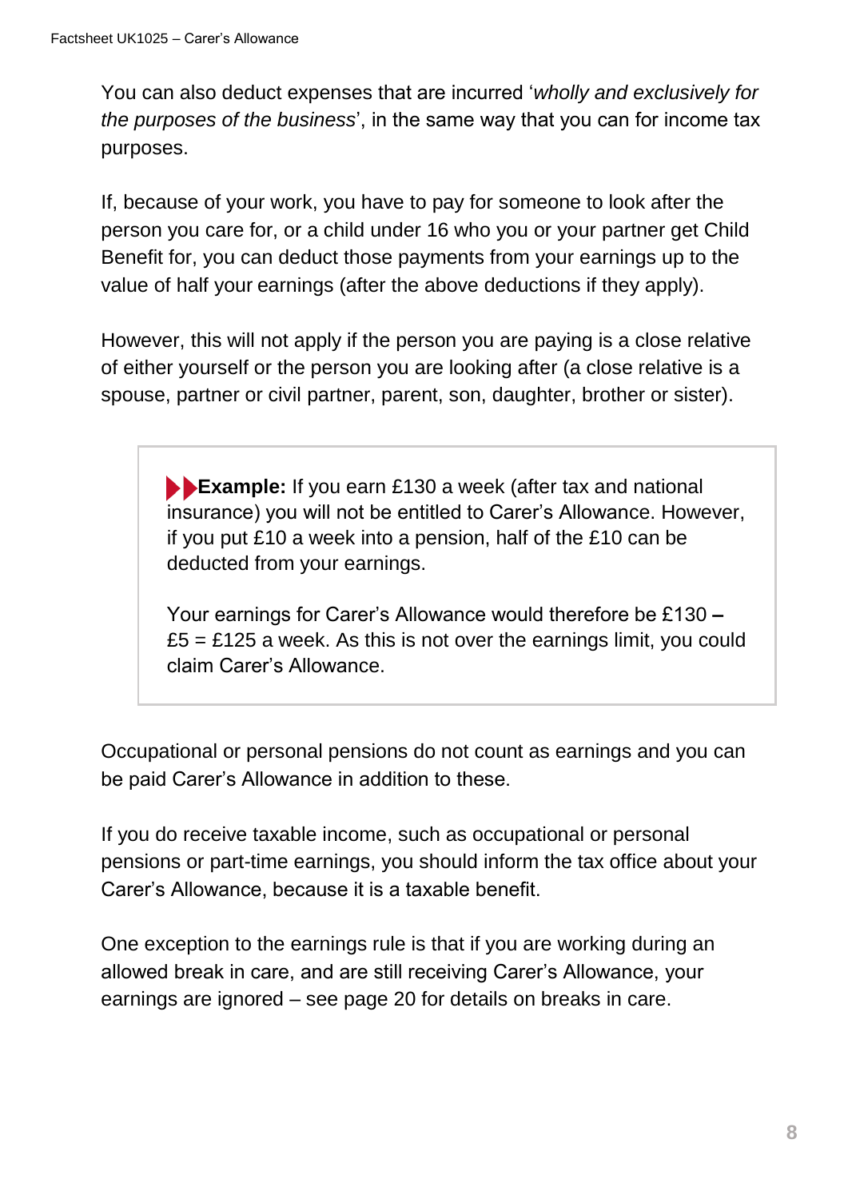You can also deduct expenses that are incurred '*wholly and exclusively for the purposes of the business*', in the same way that you can for income tax purposes.

If, because of your work, you have to pay for someone to look after the person you care for, or a child under 16 who you or your partner get Child Benefit for, you can deduct those payments from your earnings up to the value of half your earnings (after the above deductions if they apply).

However, this will not apply if the person you are paying is a close relative of either yourself or the person you are looking after (a close relative is a spouse, partner or civil partner, parent, son, daughter, brother or sister).

> **Example:** If you earn £130 a week (after tax and national insurance) you will not be entitled to Carer's Allowance. However, if you put £10 a week into a pension, half of the £10 can be deducted from your earnings.
>
> Your earnings for Carer's Allowance would therefore be £130 – £5 = £125 a week. As this is not over the earnings limit, you could claim Carer's Allowance.

Occupational or personal pensions do not count as earnings and you can be paid Carer's Allowance in addition to these.

If you do receive taxable income, such as occupational or personal pensions or part-time earnings, you should inform the tax office about your Carer's Allowance, because it is a taxable benefit.

One exception to the earnings rule is that if you are working during an allowed break in care, and are still receiving Carer's Allowance, your earnings are ignored – see page 20 for details on breaks in care.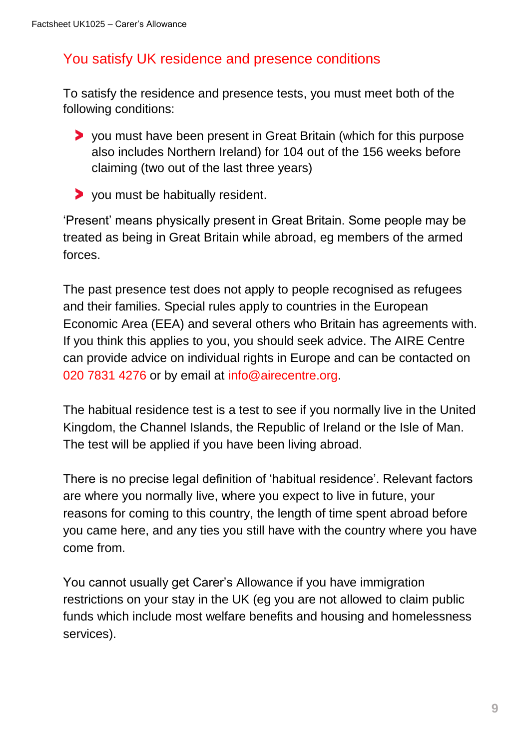## You satisfy UK residence and presence conditions

To satisfy the residence and presence tests, you must meet both of the following conditions:

- you must have been present in Great Britain (which for this purpose also includes Northern Ireland) for 104 out of the 156 weeks before claiming (two out of the last three years)
- you must be habitually resident.

'Present' means physically present in Great Britain. Some people may be treated as being in Great Britain while abroad, eg members of the armed forces.

The past presence test does not apply to people recognised as refugees and their families. Special rules apply to countries in the European Economic Area (EEA) and several others who Britain has agreements with. If you think this applies to you, you should seek advice. The AIRE Centre can provide advice on individual rights in Europe and can be contacted on 020 7831 4276 or by email at info@airecentre.org.

The habitual residence test is a test to see if you normally live in the United Kingdom, the Channel Islands, the Republic of Ireland or the Isle of Man. The test will be applied if you have been living abroad.

There is no precise legal definition of 'habitual residence'. Relevant factors are where you normally live, where you expect to live in future, your reasons for coming to this country, the length of time spent abroad before you came here, and any ties you still have with the country where you have come from.

You cannot usually get Carer's Allowance if you have immigration restrictions on your stay in the UK (eg you are not allowed to claim public funds which include most welfare benefits and housing and homelessness services).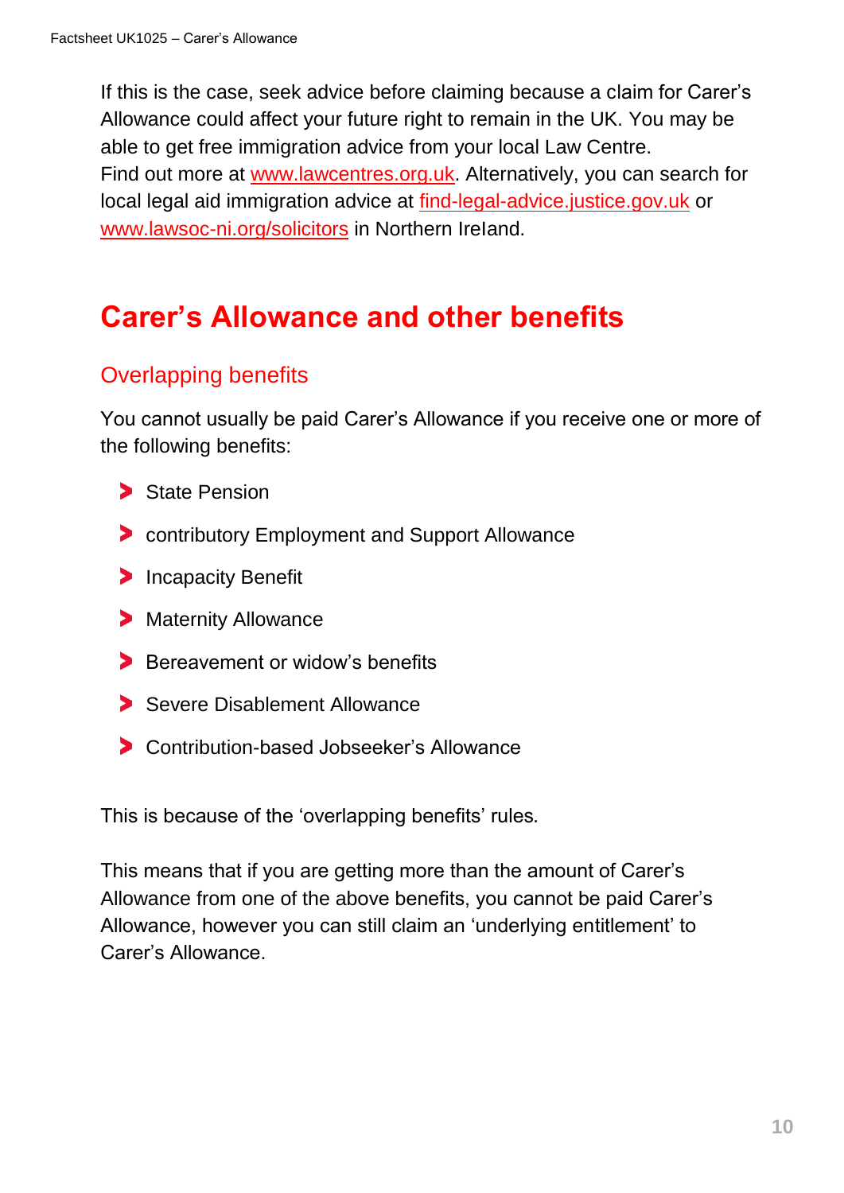If this is the case, seek advice before claiming because a claim for Carer's Allowance could affect your future right to remain in the UK. You may be able to get free immigration advice from your local Law Centre.
Find out more at www.lawcentres.org.uk. Alternatively, you can search for local legal aid immigration advice at find-legal-advice.justice.gov.uk or www.lawsoc-ni.org/solicitors in Northern Ireland.

# Carer's Allowance and other benefits

## Overlapping benefits

You cannot usually be paid Carer's Allowance if you receive one or more of the following benefits:

- State Pension
- contributory Employment and Support Allowance
- Incapacity Benefit
- Maternity Allowance
- Bereavement or widow's benefits
- Severe Disablement Allowance
- Contribution-based Jobseeker's Allowance

This is because of the 'overlapping benefits' rules.

This means that if you are getting more than the amount of Carer's Allowance from one of the above benefits, you cannot be paid Carer's Allowance, however you can still claim an 'underlying entitlement' to Carer's Allowance.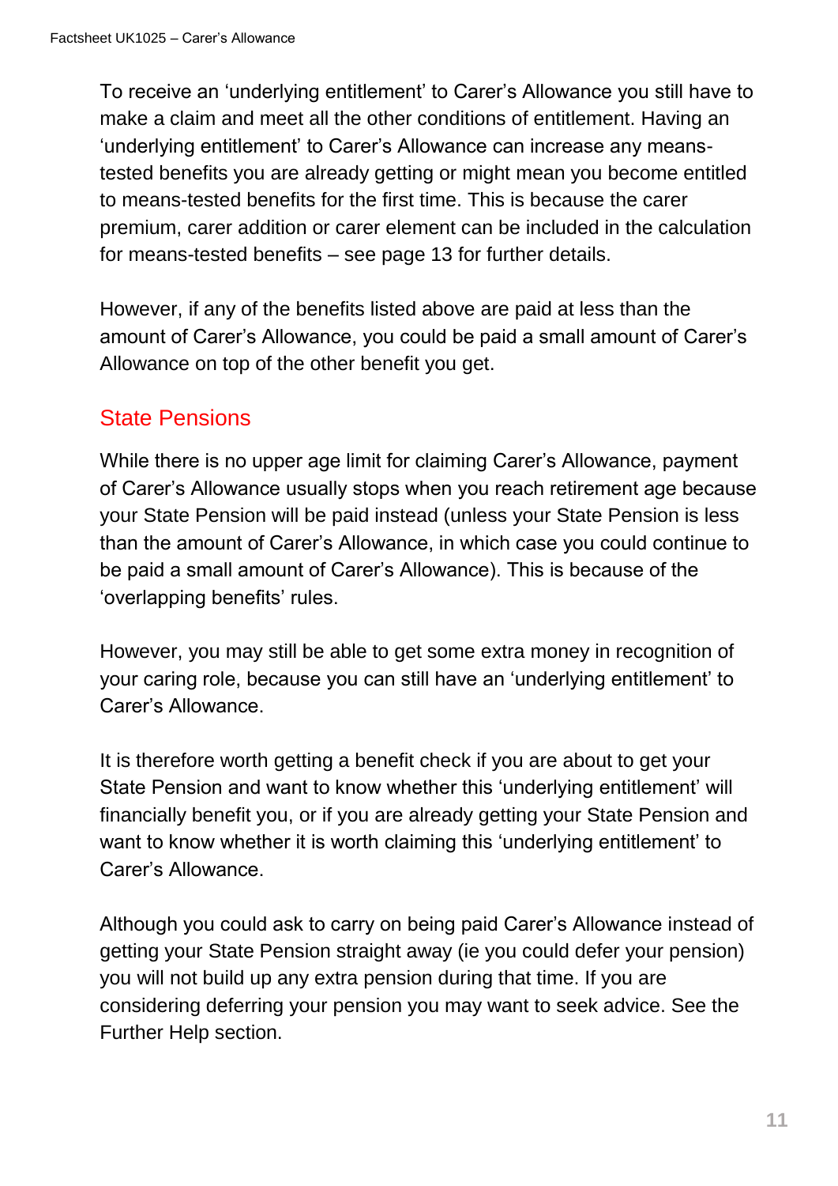To receive an 'underlying entitlement' to Carer's Allowance you still have to make a claim and meet all the other conditions of entitlement. Having an 'underlying entitlement' to Carer's Allowance can increase any means-tested benefits you are already getting or might mean you become entitled to means-tested benefits for the first time. This is because the carer premium, carer addition or carer element can be included in the calculation for means-tested benefits – see page 13 for further details.

However, if any of the benefits listed above are paid at less than the amount of Carer's Allowance, you could be paid a small amount of Carer's Allowance on top of the other benefit you get.

## State Pensions

While there is no upper age limit for claiming Carer's Allowance, payment of Carer's Allowance usually stops when you reach retirement age because your State Pension will be paid instead (unless your State Pension is less than the amount of Carer's Allowance, in which case you could continue to be paid a small amount of Carer's Allowance). This is because of the 'overlapping benefits' rules.

However, you may still be able to get some extra money in recognition of your caring role, because you can still have an 'underlying entitlement' to Carer's Allowance.

It is therefore worth getting a benefit check if you are about to get your State Pension and want to know whether this 'underlying entitlement' will financially benefit you, or if you are already getting your State Pension and want to know whether it is worth claiming this 'underlying entitlement' to Carer's Allowance.

Although you could ask to carry on being paid Carer's Allowance instead of getting your State Pension straight away (ie you could defer your pension) you will not build up any extra pension during that time. If you are considering deferring your pension you may want to seek advice. See the Further Help section.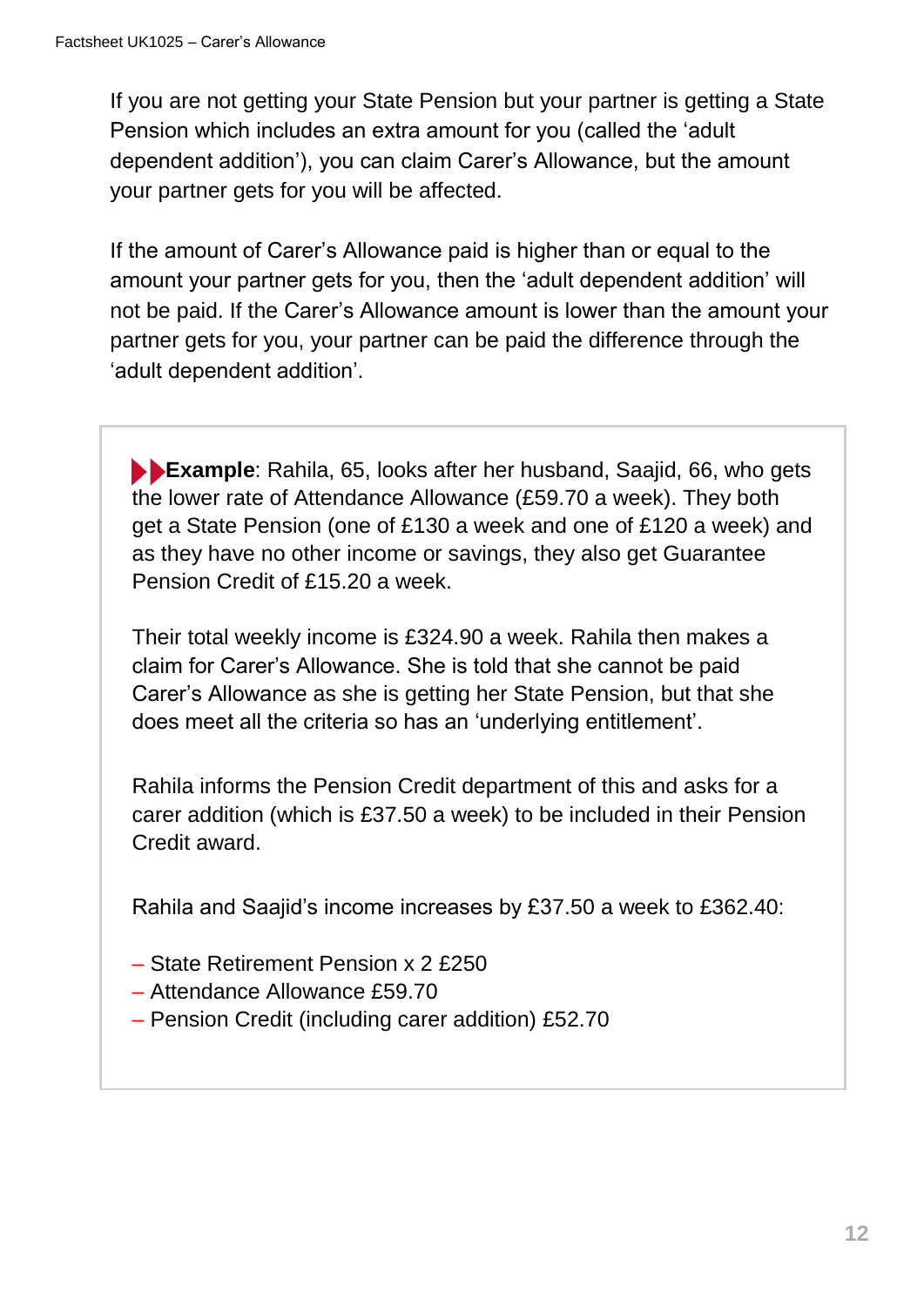If you are not getting your State Pension but your partner is getting a State Pension which includes an extra amount for you (called the 'adult dependent addition'), you can claim Carer's Allowance, but the amount your partner gets for you will be affected.

If the amount of Carer's Allowance paid is higher than or equal to the amount your partner gets for you, then the 'adult dependent addition' will not be paid. If the Carer's Allowance amount is lower than the amount your partner gets for you, your partner can be paid the difference through the 'adult dependent addition'.

> **Example**: Rahila, 65, looks after her husband, Saajid, 66, who gets the lower rate of Attendance Allowance (£59.70 a week). They both get a State Pension (one of £130 a week and one of £120 a week) and as they have no other income or savings, they also get Guarantee Pension Credit of £15.20 a week.
>
> Their total weekly income is £324.90 a week. Rahila then makes a claim for Carer's Allowance. She is told that she cannot be paid Carer's Allowance as she is getting her State Pension, but that she does meet all the criteria so has an 'underlying entitlement'.
>
> Rahila informs the Pension Credit department of this and asks for a carer addition (which is £37.50 a week) to be included in their Pension Credit award.
>
> Rahila and Saajid's income increases by £37.50 a week to £362.40:
>
> - State Retirement Pension x 2 £250
> - Attendance Allowance £59.70
> - Pension Credit (including carer addition) £52.70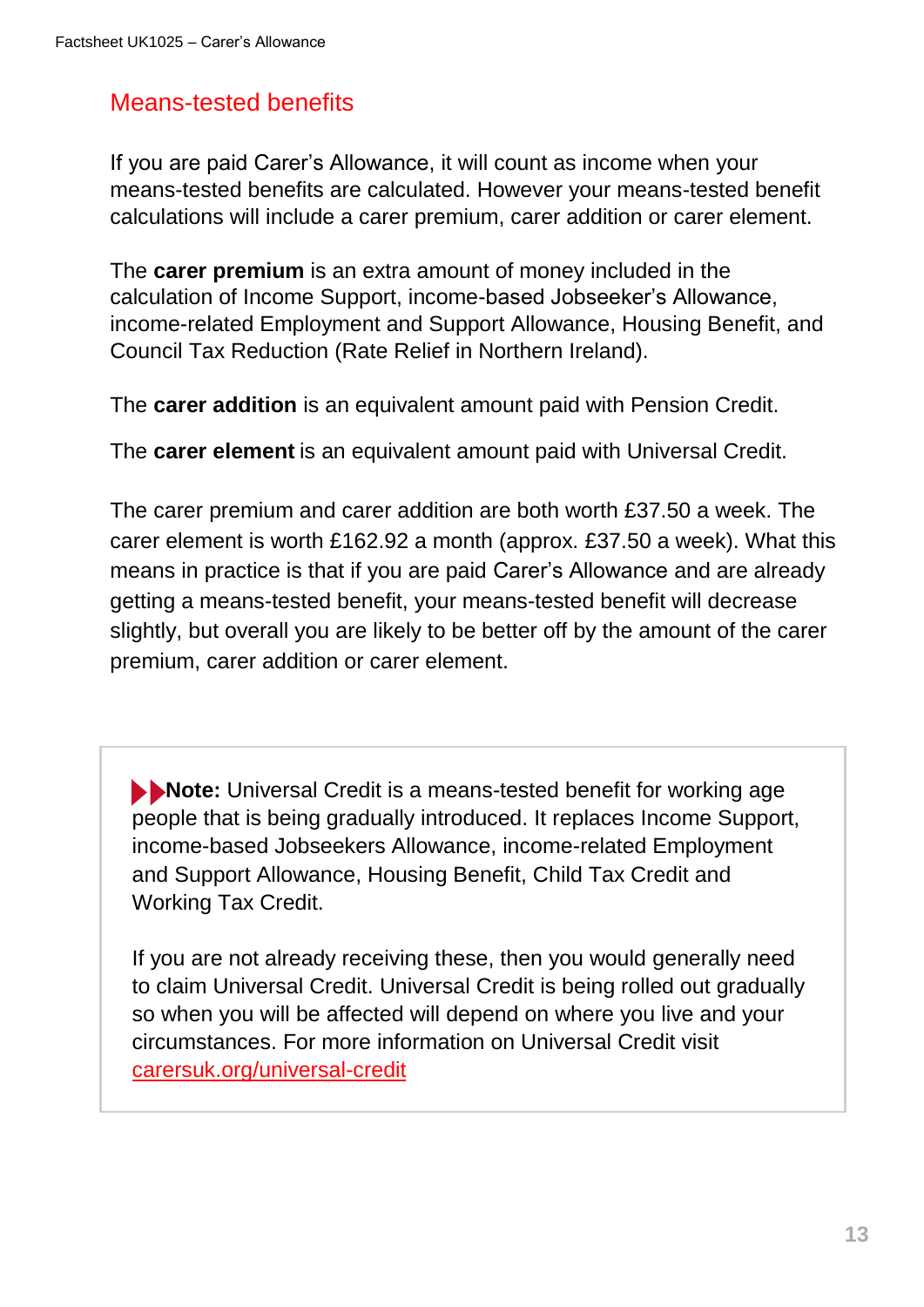## Means-tested benefits

If you are paid Carer's Allowance, it will count as income when your means-tested benefits are calculated. However your means-tested benefit calculations will include a carer premium, carer addition or carer element.

The **carer premium** is an extra amount of money included in the calculation of Income Support, income-based Jobseeker's Allowance, income-related Employment and Support Allowance, Housing Benefit, and Council Tax Reduction (Rate Relief in Northern Ireland).

The **carer addition** is an equivalent amount paid with Pension Credit.

The **carer element** is an equivalent amount paid with Universal Credit.

The carer premium and carer addition are both worth £37.50 a week. The carer element is worth £162.92 a month (approx. £37.50 a week). What this means in practice is that if you are paid Carer's Allowance and are already getting a means-tested benefit, your means-tested benefit will decrease slightly, but overall you are likely to be better off by the amount of the carer premium, carer addition or carer element.

> **Note:** Universal Credit is a means-tested benefit for working age people that is being gradually introduced. It replaces Income Support, income-based Jobseekers Allowance, income-related Employment and Support Allowance, Housing Benefit, Child Tax Credit and Working Tax Credit.
>
> If you are not already receiving these, then you would generally need to claim Universal Credit. Universal Credit is being rolled out gradually so when you will be affected will depend on where you live and your circumstances. For more information on Universal Credit visit carersuk.org/universal-credit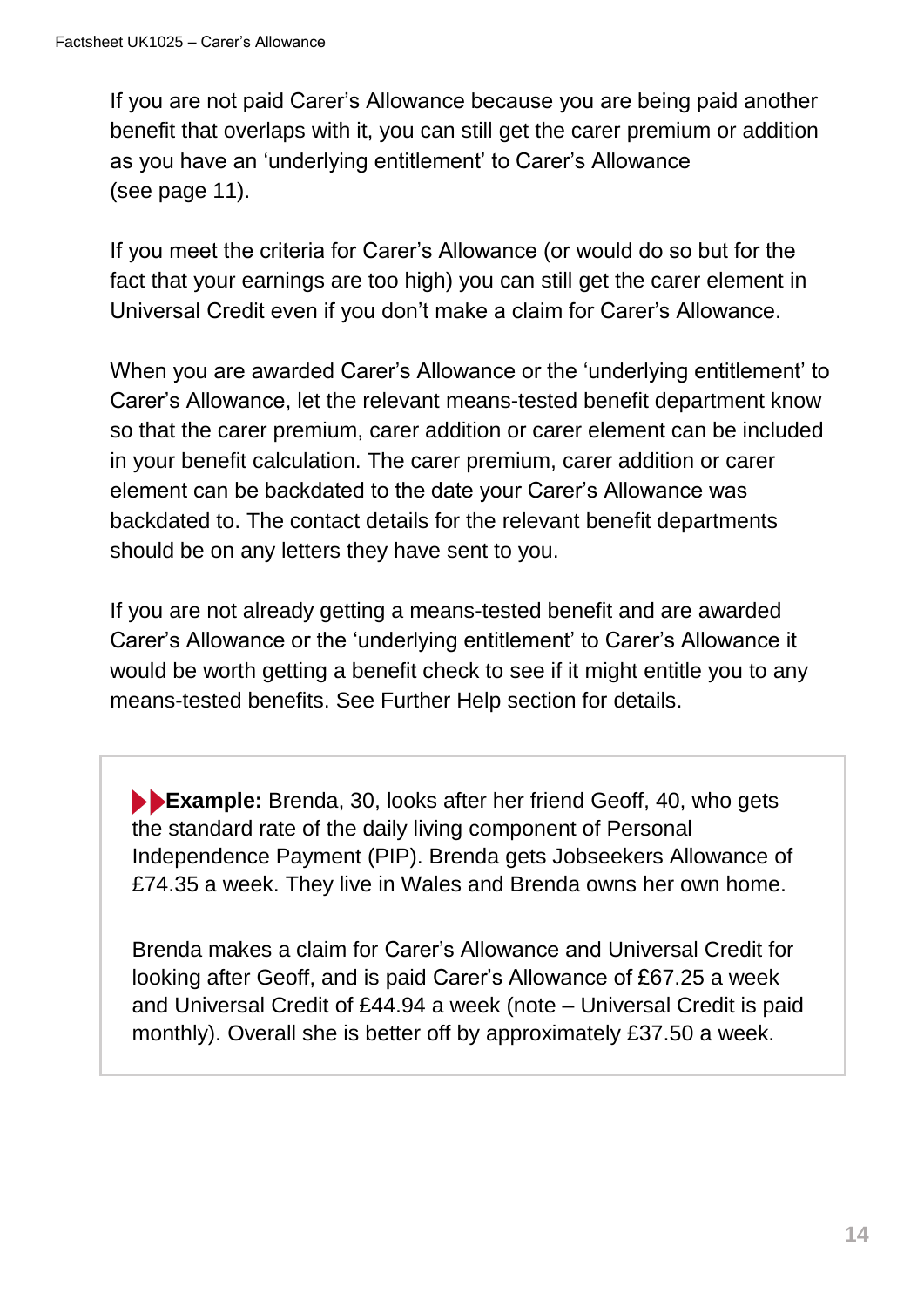If you are not paid Carer's Allowance because you are being paid another benefit that overlaps with it, you can still get the carer premium or addition as you have an 'underlying entitlement' to Carer's Allowance (see page 11).

If you meet the criteria for Carer's Allowance (or would do so but for the fact that your earnings are too high) you can still get the carer element in Universal Credit even if you don't make a claim for Carer's Allowance.

When you are awarded Carer's Allowance or the 'underlying entitlement' to Carer's Allowance, let the relevant means-tested benefit department know so that the carer premium, carer addition or carer element can be included in your benefit calculation. The carer premium, carer addition or carer element can be backdated to the date your Carer's Allowance was backdated to. The contact details for the relevant benefit departments should be on any letters they have sent to you.

If you are not already getting a means-tested benefit and are awarded Carer's Allowance or the 'underlying entitlement' to Carer's Allowance it would be worth getting a benefit check to see if it might entitle you to any means-tested benefits. See Further Help section for details.

**Example:** Brenda, 30, looks after her friend Geoff, 40, who gets the standard rate of the daily living component of Personal Independence Payment (PIP). Brenda gets Jobseekers Allowance of £74.35 a week. They live in Wales and Brenda owns her own home.

Brenda makes a claim for Carer's Allowance and Universal Credit for looking after Geoff, and is paid Carer's Allowance of £67.25 a week and Universal Credit of £44.94 a week (note – Universal Credit is paid monthly). Overall she is better off by approximately £37.50 a week.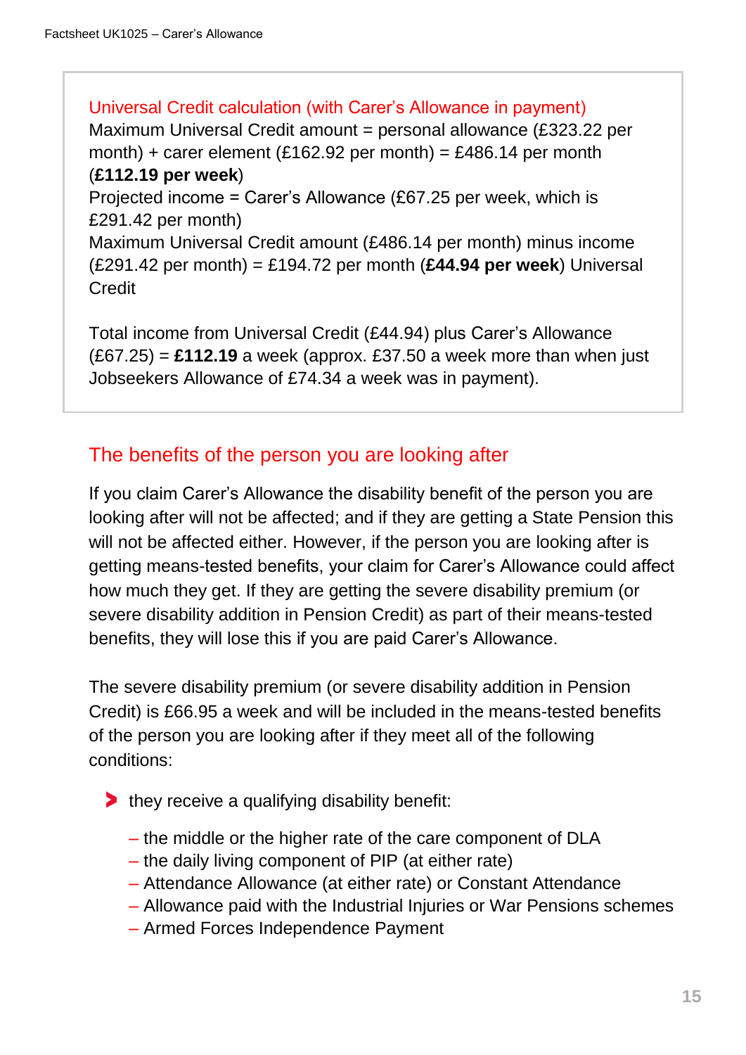**Universal Credit calculation (with Carer's Allowance in payment)**

Maximum Universal Credit amount = personal allowance (£323.22 per month) + carer element (£162.92 per month) = £486.14 per month (**£112.19 per week**)

Projected income = Carer's Allowance (£67.25 per week, which is £291.42 per month)

Maximum Universal Credit amount (£486.14 per month) minus income (£291.42 per month) = £194.72 per month (**£44.94 per week**) Universal Credit

Total income from Universal Credit (£44.94) plus Carer's Allowance (£67.25) = **£112.19** a week (approx. £37.50 a week more than when just Jobseekers Allowance of £74.34 a week was in payment).

## The benefits of the person you are looking after

If you claim Carer's Allowance the disability benefit of the person you are looking after will not be affected; and if they are getting a State Pension this will not be affected either. However, if the person you are looking after is getting means-tested benefits, your claim for Carer's Allowance could affect how much they get. If they are getting the severe disability premium (or severe disability addition in Pension Credit) as part of their means-tested benefits, they will lose this if you are paid Carer's Allowance.

The severe disability premium (or severe disability addition in Pension Credit) is £66.95 a week and will be included in the means-tested benefits of the person you are looking after if they meet all of the following conditions:

- they receive a qualifying disability benefit:
  - the middle or the higher rate of the care component of DLA
  - the daily living component of PIP (at either rate)
  - Attendance Allowance (at either rate) or Constant Attendance
  - Allowance paid with the Industrial Injuries or War Pensions schemes
  - Armed Forces Independence Payment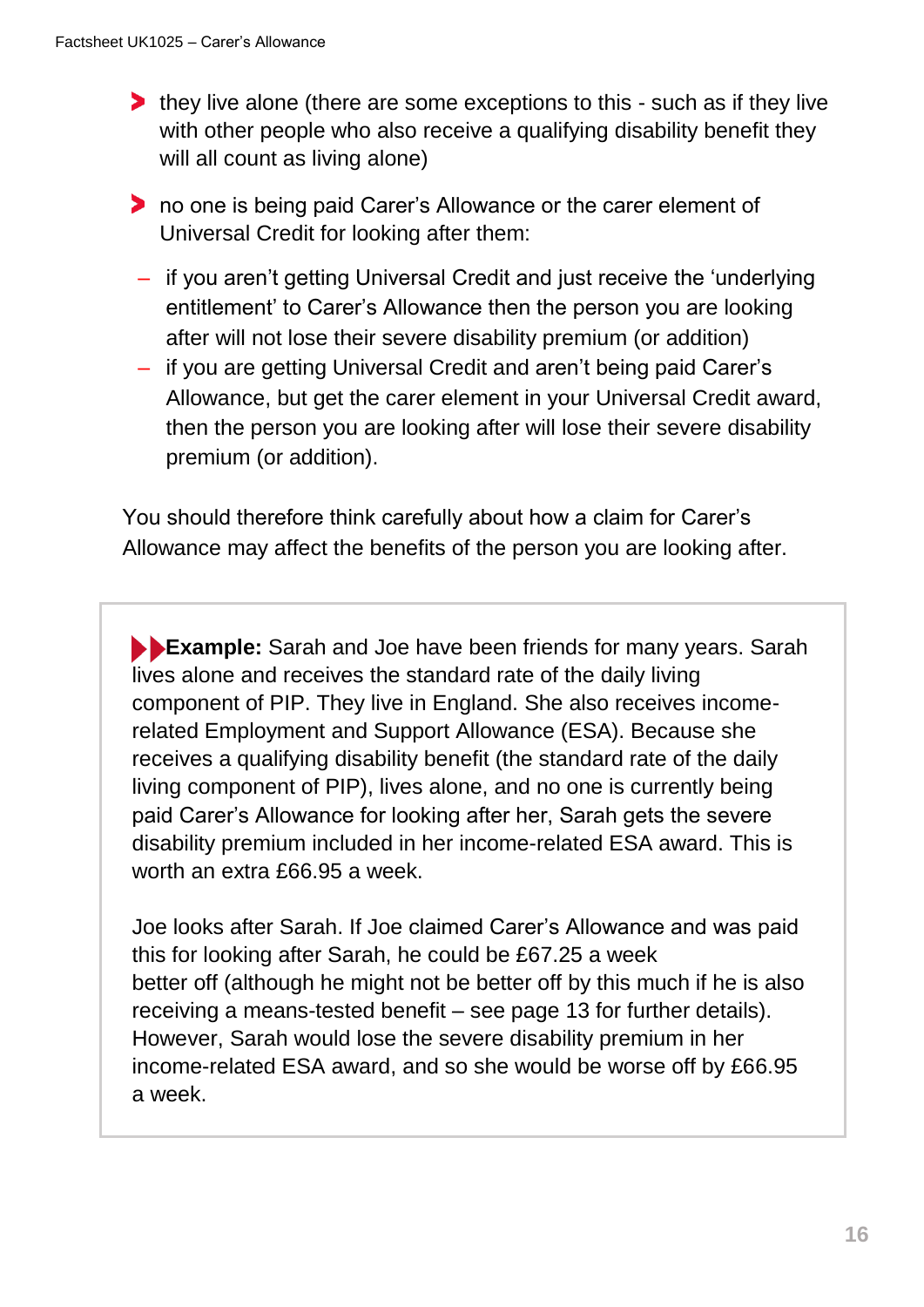- they live alone (there are some exceptions to this - such as if they live with other people who also receive a qualifying disability benefit they will all count as living alone)
- no one is being paid Carer's Allowance or the carer element of Universal Credit for looking after them:
  - if you aren't getting Universal Credit and just receive the 'underlying entitlement' to Carer's Allowance then the person you are looking after will not lose their severe disability premium (or addition)
  - if you are getting Universal Credit and aren't being paid Carer's Allowance, but get the carer element in your Universal Credit award, then the person you are looking after will lose their severe disability premium (or addition).

You should therefore think carefully about how a claim for Carer's Allowance may affect the benefits of the person you are looking after.

> **Example:** Sarah and Joe have been friends for many years. Sarah lives alone and receives the standard rate of the daily living component of PIP. They live in England. She also receives income-related Employment and Support Allowance (ESA). Because she receives a qualifying disability benefit (the standard rate of the daily living component of PIP), lives alone, and no one is currently being paid Carer's Allowance for looking after her, Sarah gets the severe disability premium included in her income-related ESA award. This is worth an extra £66.95 a week.
>
> Joe looks after Sarah. If Joe claimed Carer's Allowance and was paid this for looking after Sarah, he could be £67.25 a week better off (although he might not be better off by this much if he is also receiving a means-tested benefit – see page 13 for further details). However, Sarah would lose the severe disability premium in her income-related ESA award, and so she would be worse off by £66.95 a week.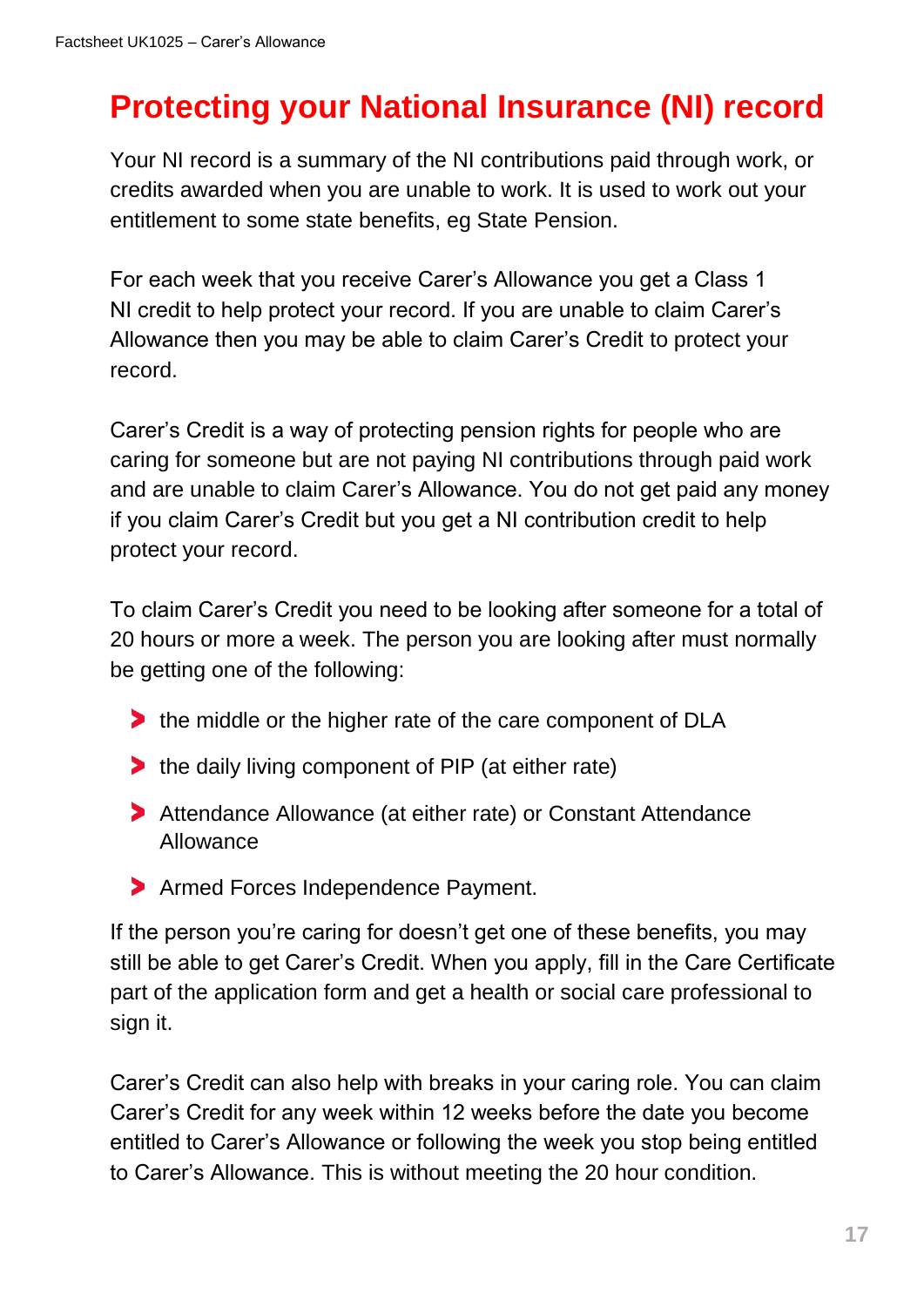# Protecting your National Insurance (NI) record

Your NI record is a summary of the NI contributions paid through work, or credits awarded when you are unable to work. It is used to work out your entitlement to some state benefits, eg State Pension.

For each week that you receive Carer's Allowance you get a Class 1 NI credit to help protect your record. If you are unable to claim Carer's Allowance then you may be able to claim Carer's Credit to protect your record.

Carer's Credit is a way of protecting pension rights for people who are caring for someone but are not paying NI contributions through paid work and are unable to claim Carer's Allowance. You do not get paid any money if you claim Carer's Credit but you get a NI contribution credit to help protect your record.

To claim Carer's Credit you need to be looking after someone for a total of 20 hours or more a week. The person you are looking after must normally be getting one of the following:

- the middle or the higher rate of the care component of DLA
- the daily living component of PIP (at either rate)
- Attendance Allowance (at either rate) or Constant Attendance Allowance
- Armed Forces Independence Payment.

If the person you're caring for doesn't get one of these benefits, you may still be able to get Carer's Credit. When you apply, fill in the Care Certificate part of the application form and get a health or social care professional to sign it.

Carer's Credit can also help with breaks in your caring role. You can claim Carer's Credit for any week within 12 weeks before the date you become entitled to Carer's Allowance or following the week you stop being entitled to Carer's Allowance. This is without meeting the 20 hour condition.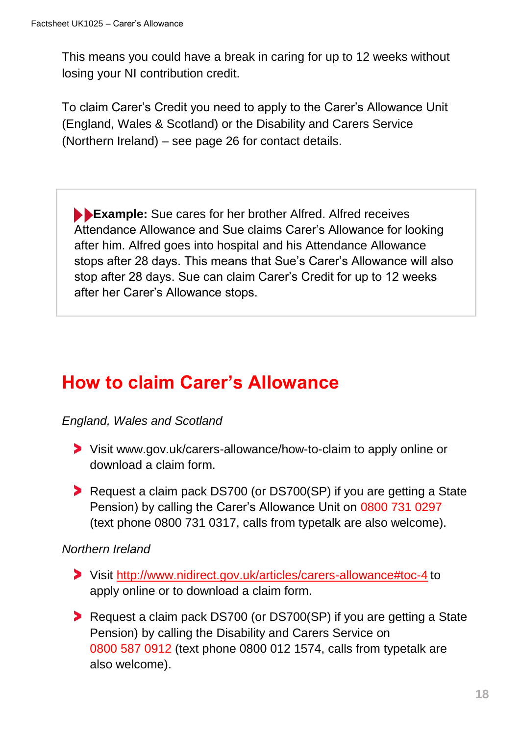This means you could have a break in caring for up to 12 weeks without losing your NI contribution credit.

To claim Carer's Credit you need to apply to the Carer's Allowance Unit (England, Wales & Scotland) or the Disability and Carers Service (Northern Ireland) – see page 26 for contact details.

> **Example:** Sue cares for her brother Alfred. Alfred receives Attendance Allowance and Sue claims Carer's Allowance for looking after him. Alfred goes into hospital and his Attendance Allowance stops after 28 days. This means that Sue's Carer's Allowance will also stop after 28 days. Sue can claim Carer's Credit for up to 12 weeks after her Carer's Allowance stops.

## How to claim Carer's Allowance

*England, Wales and Scotland*

- Visit www.gov.uk/carers-allowance/how-to-claim to apply online or download a claim form.
- Request a claim pack DS700 (or DS700(SP) if you are getting a State Pension) by calling the Carer's Allowance Unit on 0800 731 0297 (text phone 0800 731 0317, calls from typetalk are also welcome).

*Northern Ireland*

- Visit http://www.nidirect.gov.uk/articles/carers-allowance#toc-4 to apply online or to download a claim form.
- Request a claim pack DS700 (or DS700(SP) if you are getting a State Pension) by calling the Disability and Carers Service on 0800 587 0912 (text phone 0800 012 1574, calls from typetalk are also welcome).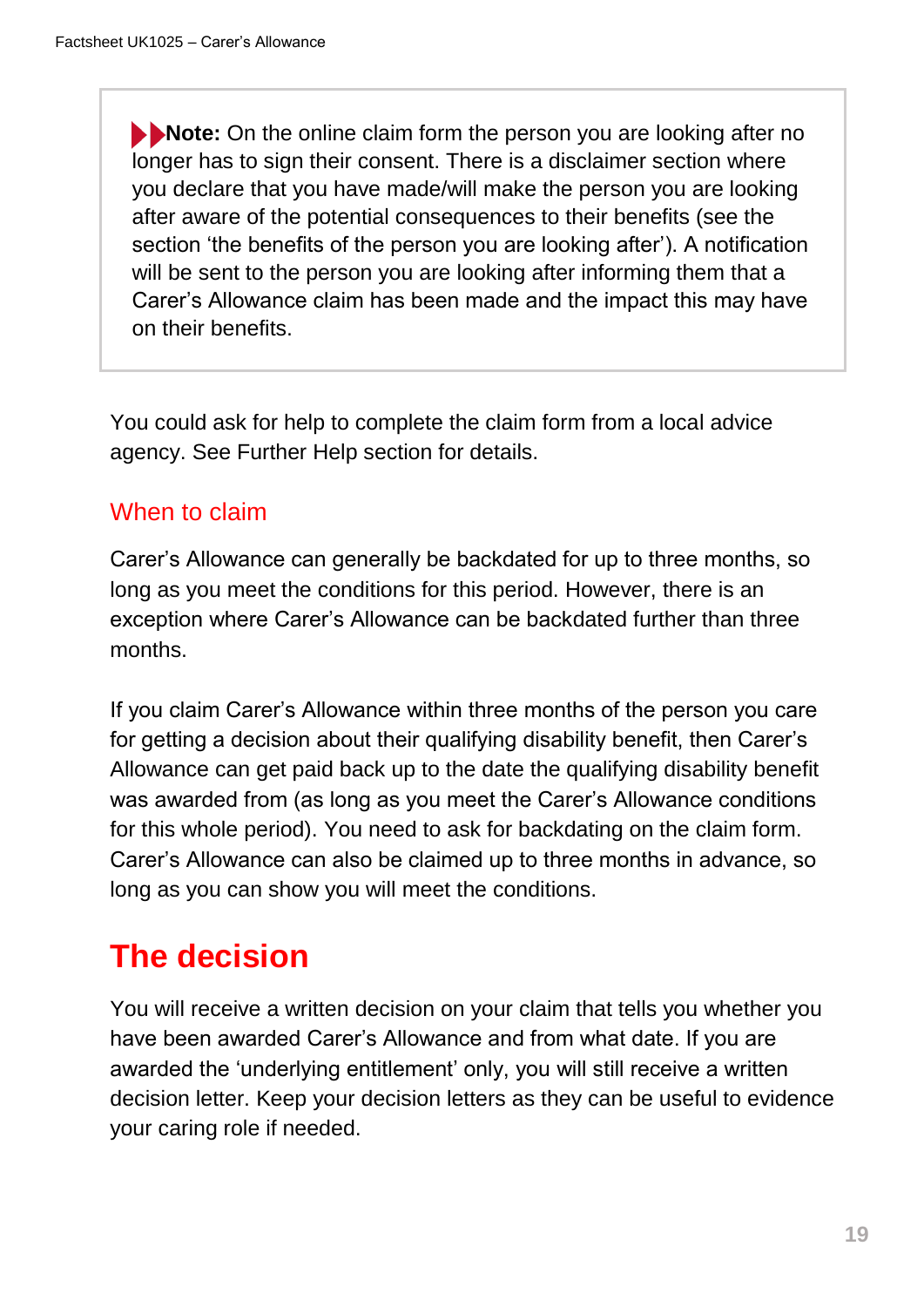> **Note:** On the online claim form the person you are looking after no longer has to sign their consent. There is a disclaimer section where you declare that you have made/will make the person you are looking after aware of the potential consequences to their benefits (see the section 'the benefits of the person you are looking after'). A notification will be sent to the person you are looking after informing them that a Carer's Allowance claim has been made and the impact this may have on their benefits.

You could ask for help to complete the claim form from a local advice agency. See Further Help section for details.

### When to claim

Carer's Allowance can generally be backdated for up to three months, so long as you meet the conditions for this period. However, there is an exception where Carer's Allowance can be backdated further than three months.

If you claim Carer's Allowance within three months of the person you care for getting a decision about their qualifying disability benefit, then Carer's Allowance can get paid back up to the date the qualifying disability benefit was awarded from (as long as you meet the Carer's Allowance conditions for this whole period). You need to ask for backdating on the claim form. Carer's Allowance can also be claimed up to three months in advance, so long as you can show you will meet the conditions.

## The decision

You will receive a written decision on your claim that tells you whether you have been awarded Carer's Allowance and from what date. If you are awarded the 'underlying entitlement' only, you will still receive a written decision letter. Keep your decision letters as they can be useful to evidence your caring role if needed.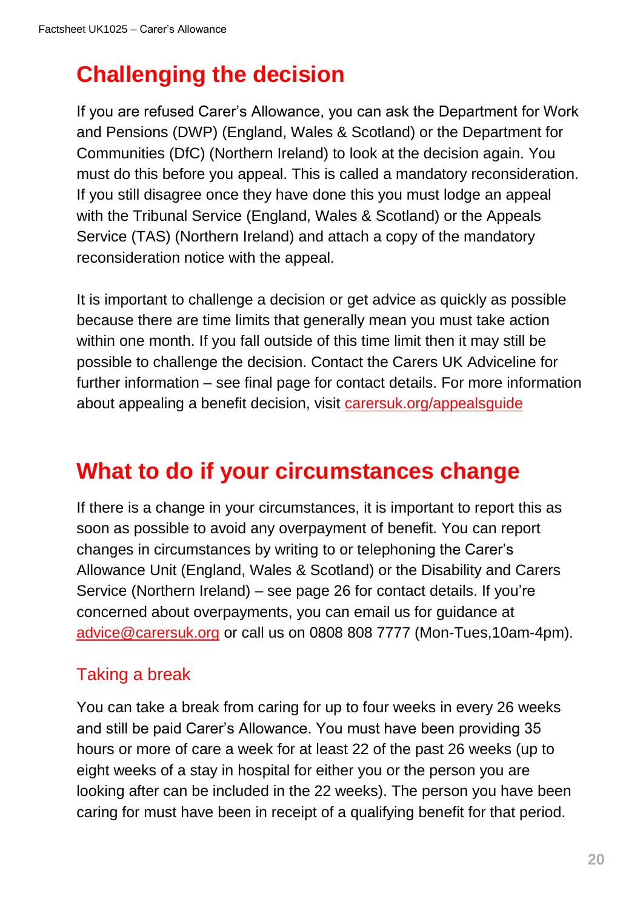## Challenging the decision

If you are refused Carer's Allowance, you can ask the Department for Work and Pensions (DWP) (England, Wales & Scotland) or the Department for Communities (DfC) (Northern Ireland) to look at the decision again. You must do this before you appeal. This is called a mandatory reconsideration. If you still disagree once they have done this you must lodge an appeal with the Tribunal Service (England, Wales & Scotland) or the Appeals Service (TAS) (Northern Ireland) and attach a copy of the mandatory reconsideration notice with the appeal.

It is important to challenge a decision or get advice as quickly as possible because there are time limits that generally mean you must take action within one month. If you fall outside of this time limit then it may still be possible to challenge the decision. Contact the Carers UK Adviceline for further information – see final page for contact details. For more information about appealing a benefit decision, visit carersuk.org/appealsguide

## What to do if your circumstances change

If there is a change in your circumstances, it is important to report this as soon as possible to avoid any overpayment of benefit. You can report changes in circumstances by writing to or telephoning the Carer's Allowance Unit (England, Wales & Scotland) or the Disability and Carers Service (Northern Ireland) – see page 26 for contact details. If you're concerned about overpayments, you can email us for guidance at advice@carersuk.org or call us on 0808 808 7777 (Mon-Tues,10am-4pm).

### Taking a break

You can take a break from caring for up to four weeks in every 26 weeks and still be paid Carer's Allowance. You must have been providing 35 hours or more of care a week for at least 22 of the past 26 weeks (up to eight weeks of a stay in hospital for either you or the person you are looking after can be included in the 22 weeks). The person you have been caring for must have been in receipt of a qualifying benefit for that period.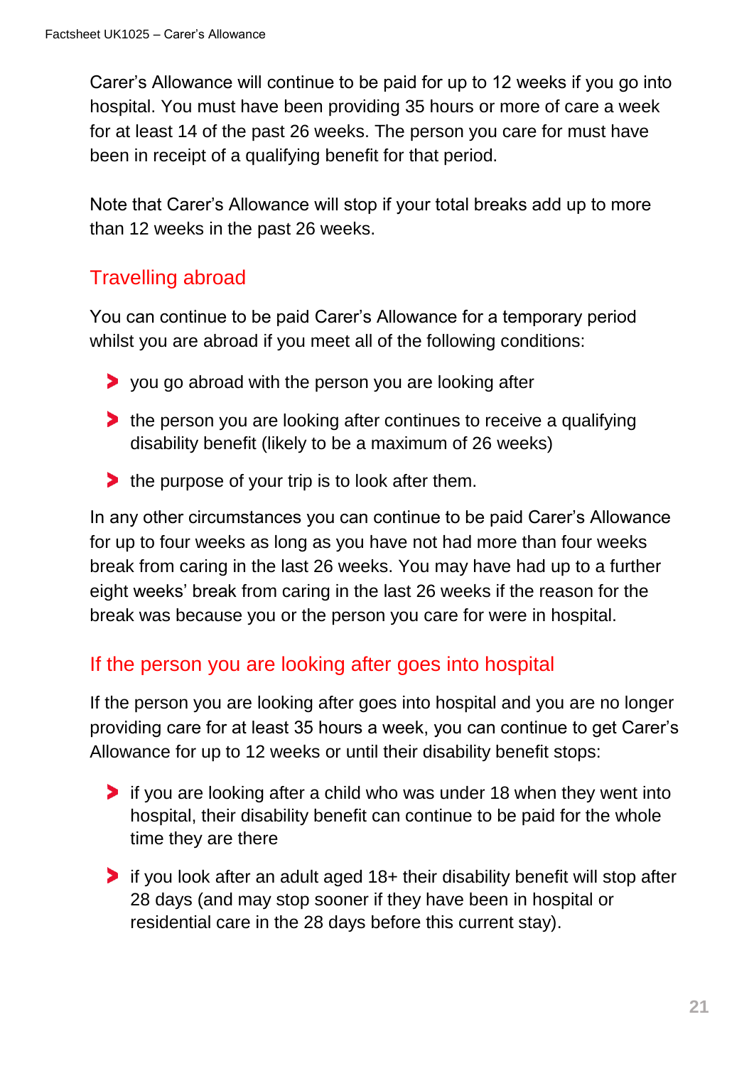Carer's Allowance will continue to be paid for up to 12 weeks if you go into hospital. You must have been providing 35 hours or more of care a week for at least 14 of the past 26 weeks. The person you care for must have been in receipt of a qualifying benefit for that period.

Note that Carer's Allowance will stop if your total breaks add up to more than 12 weeks in the past 26 weeks.

## Travelling abroad

You can continue to be paid Carer's Allowance for a temporary period whilst you are abroad if you meet all of the following conditions:

- you go abroad with the person you are looking after
- the person you are looking after continues to receive a qualifying disability benefit (likely to be a maximum of 26 weeks)
- the purpose of your trip is to look after them.

In any other circumstances you can continue to be paid Carer's Allowance for up to four weeks as long as you have not had more than four weeks break from caring in the last 26 weeks. You may have had up to a further eight weeks' break from caring in the last 26 weeks if the reason for the break was because you or the person you care for were in hospital.

## If the person you are looking after goes into hospital

If the person you are looking after goes into hospital and you are no longer providing care for at least 35 hours a week, you can continue to get Carer's Allowance for up to 12 weeks or until their disability benefit stops:

- if you are looking after a child who was under 18 when they went into hospital, their disability benefit can continue to be paid for the whole time they are there
- if you look after an adult aged 18+ their disability benefit will stop after 28 days (and may stop sooner if they have been in hospital or residential care in the 28 days before this current stay).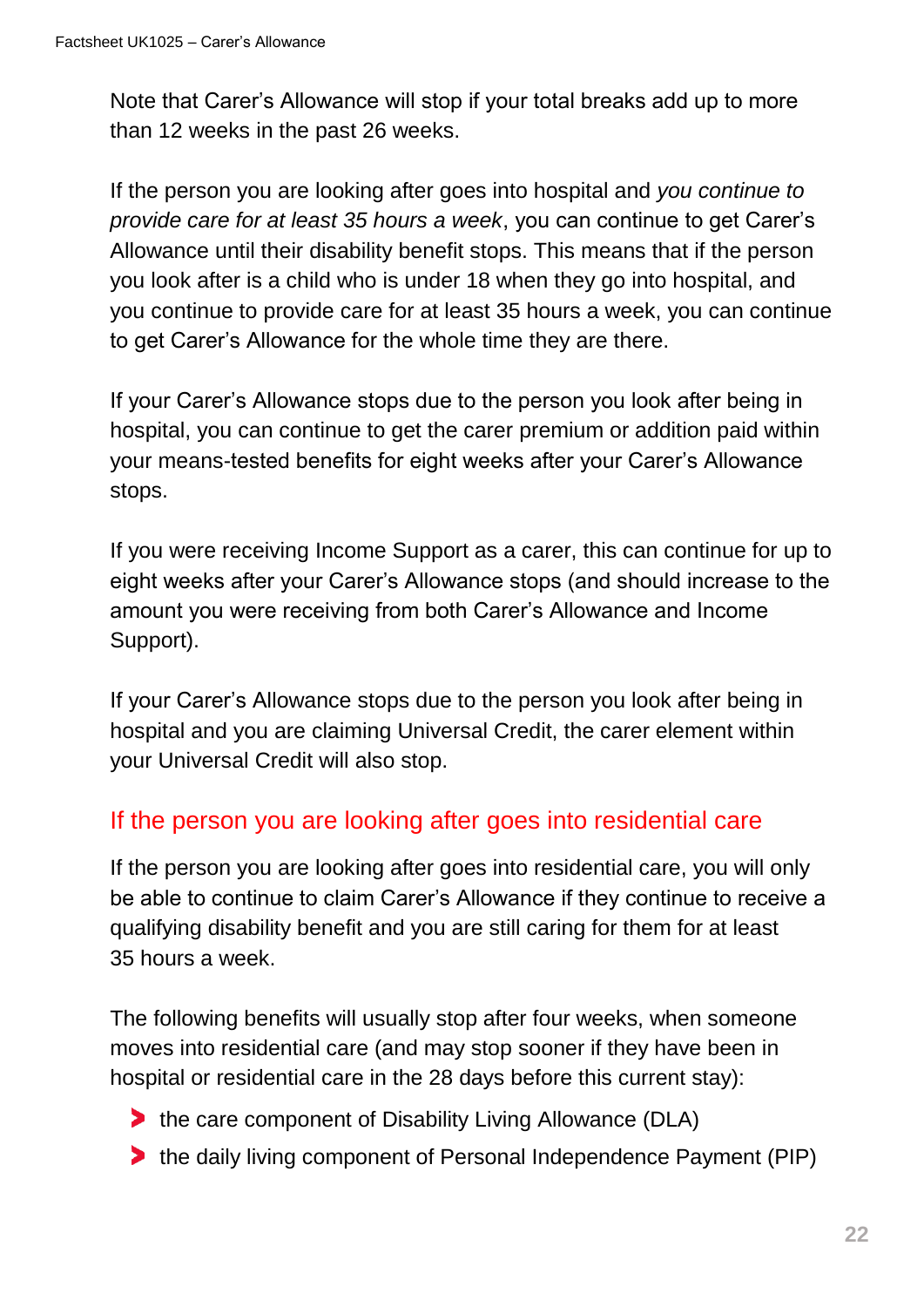Note that Carer's Allowance will stop if your total breaks add up to more than 12 weeks in the past 26 weeks.

If the person you are looking after goes into hospital and *you continue to provide care for at least 35 hours a week*, you can continue to get Carer's Allowance until their disability benefit stops. This means that if the person you look after is a child who is under 18 when they go into hospital, and you continue to provide care for at least 35 hours a week, you can continue to get Carer's Allowance for the whole time they are there.

If your Carer's Allowance stops due to the person you look after being in hospital, you can continue to get the carer premium or addition paid within your means-tested benefits for eight weeks after your Carer's Allowance stops.

If you were receiving Income Support as a carer, this can continue for up to eight weeks after your Carer's Allowance stops (and should increase to the amount you were receiving from both Carer's Allowance and Income Support).

If your Carer's Allowance stops due to the person you look after being in hospital and you are claiming Universal Credit, the carer element within your Universal Credit will also stop.

## If the person you are looking after goes into residential care

If the person you are looking after goes into residential care, you will only be able to continue to claim Carer's Allowance if they continue to receive a qualifying disability benefit and you are still caring for them for at least 35 hours a week.

The following benefits will usually stop after four weeks, when someone moves into residential care (and may stop sooner if they have been in hospital or residential care in the 28 days before this current stay):

- the care component of Disability Living Allowance (DLA)
- the daily living component of Personal Independence Payment (PIP)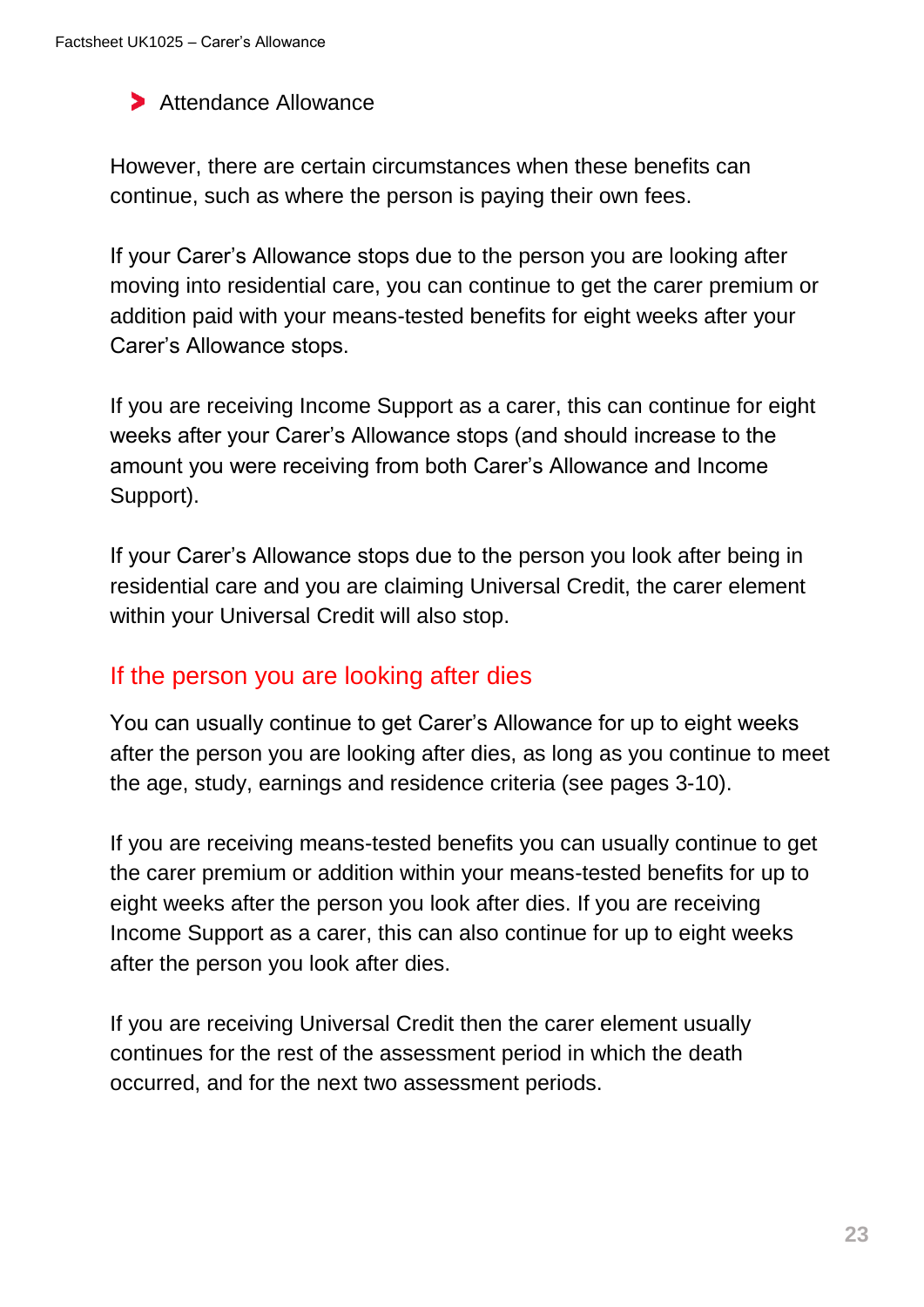- Attendance Allowance

However, there are certain circumstances when these benefits can continue, such as where the person is paying their own fees.

If your Carer's Allowance stops due to the person you are looking after moving into residential care, you can continue to get the carer premium or addition paid with your means-tested benefits for eight weeks after your Carer's Allowance stops.

If you are receiving Income Support as a carer, this can continue for eight weeks after your Carer's Allowance stops (and should increase to the amount you were receiving from both Carer's Allowance and Income Support).

If your Carer's Allowance stops due to the person you look after being in residential care and you are claiming Universal Credit, the carer element within your Universal Credit will also stop.

## If the person you are looking after dies

You can usually continue to get Carer's Allowance for up to eight weeks after the person you are looking after dies, as long as you continue to meet the age, study, earnings and residence criteria (see pages 3-10).

If you are receiving means-tested benefits you can usually continue to get the carer premium or addition within your means-tested benefits for up to eight weeks after the person you look after dies. If you are receiving Income Support as a carer, this can also continue for up to eight weeks after the person you look after dies.

If you are receiving Universal Credit then the carer element usually continues for the rest of the assessment period in which the death occurred, and for the next two assessment periods.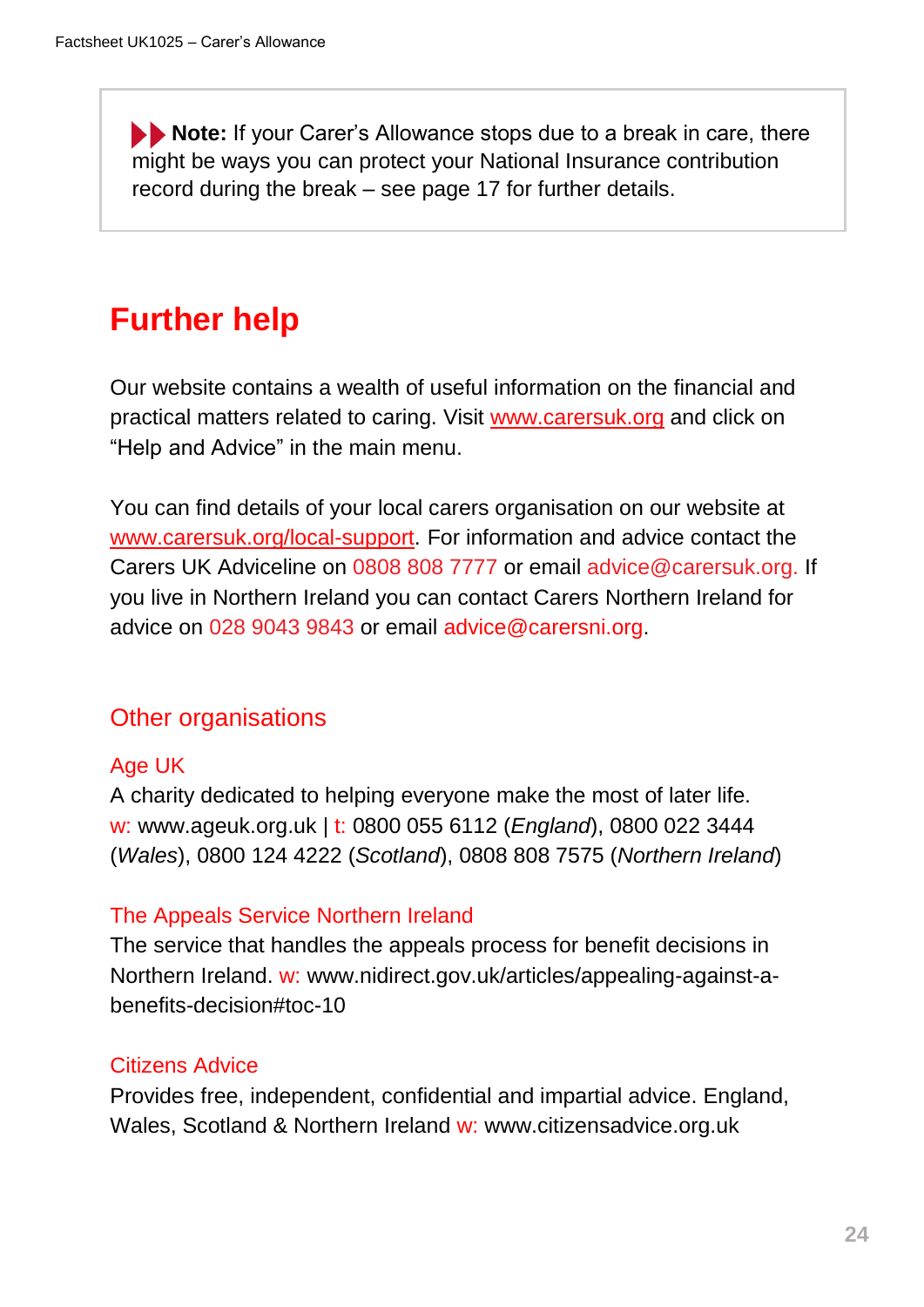> **Note:** If your Carer's Allowance stops due to a break in care, there might be ways you can protect your National Insurance contribution record during the break – see page 17 for further details.

## Further help

Our website contains a wealth of useful information on the financial and practical matters related to caring. Visit www.carersuk.org and click on "Help and Advice" in the main menu.

You can find details of your local carers organisation on our website at www.carersuk.org/local-support. For information and advice contact the Carers UK Adviceline on 0808 808 7777 or email advice@carersuk.org. If you live in Northern Ireland you can contact Carers Northern Ireland for advice on 028 9043 9843 or email advice@carersni.org.

### Other organisations

#### Age UK

A charity dedicated to helping everyone make the most of later life. w: www.ageuk.org.uk | t: 0800 055 6112 (*England*), 0800 022 3444 (*Wales*), 0800 124 4222 (*Scotland*), 0808 808 7575 (*Northern Ireland*)

#### The Appeals Service Northern Ireland

The service that handles the appeals process for benefit decisions in Northern Ireland. w: www.nidirect.gov.uk/articles/appealing-against-a-benefits-decision#toc-10

#### Citizens Advice

Provides free, independent, confidential and impartial advice. England, Wales, Scotland & Northern Ireland w: www.citizensadvice.org.uk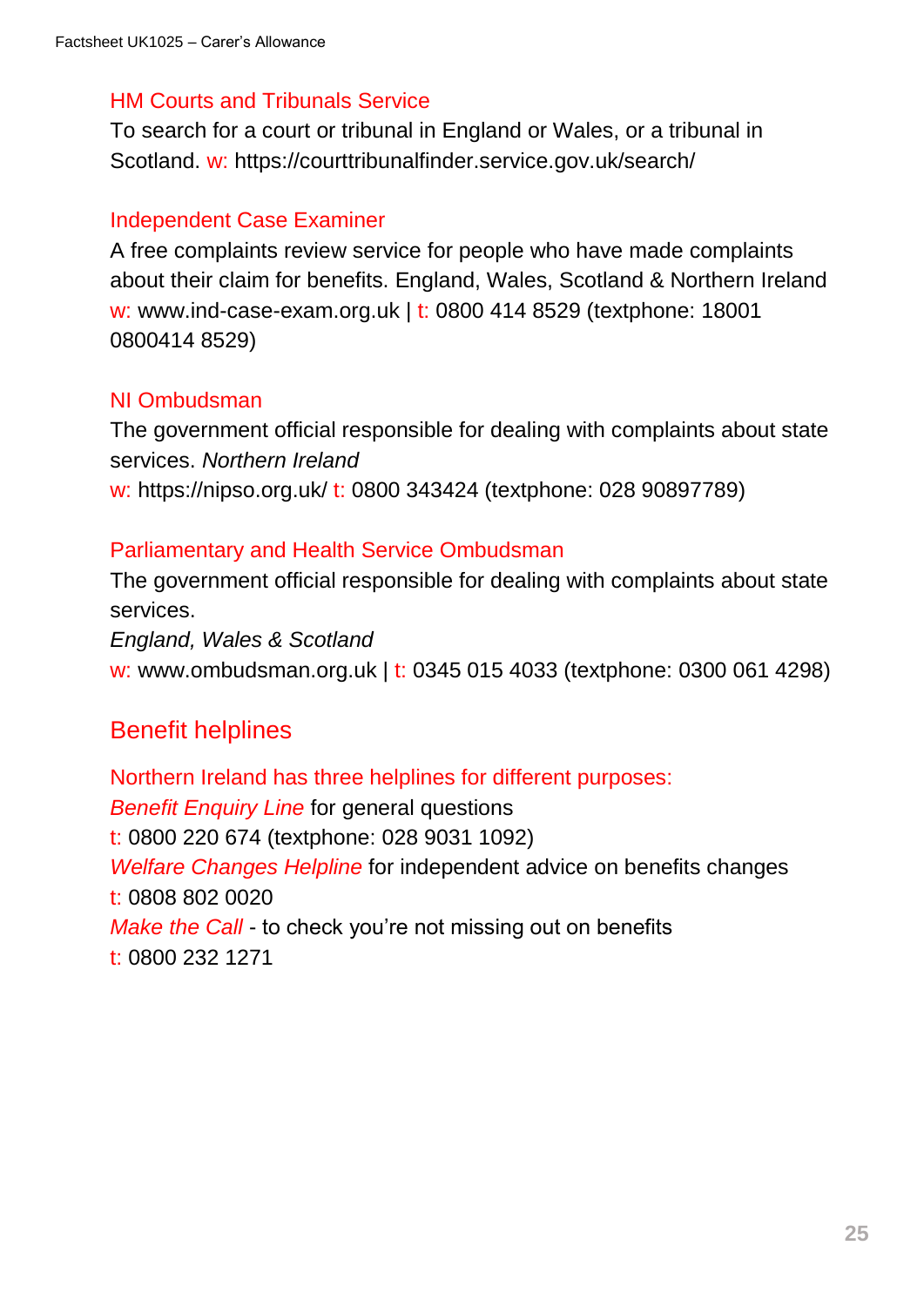### HM Courts and Tribunals Service

To search for a court or tribunal in England or Wales, or a tribunal in Scotland. w: https://courttribunalfinder.service.gov.uk/search/

### Independent Case Examiner

A free complaints review service for people who have made complaints about their claim for benefits. England, Wales, Scotland & Northern Ireland
w: www.ind-case-exam.org.uk | t: 0800 414 8529 (textphone: 18001 0800414 8529)

### NI Ombudsman

The government official responsible for dealing with complaints about state services. *Northern Ireland*
w: https://nipso.org.uk/ t: 0800 343424 (textphone: 028 90897789)

### Parliamentary and Health Service Ombudsman

The government official responsible for dealing with complaints about state services.
*England, Wales & Scotland*
w: www.ombudsman.org.uk | t: 0345 015 4033 (textphone: 0300 061 4298)

## Benefit helplines

### Northern Ireland has three helplines for different purposes:

*Benefit Enquiry Line* for general questions
t: 0800 220 674 (textphone: 028 9031 1092)
*Welfare Changes Helpline* for independent advice on benefits changes
t: 0808 802 0020
*Make the Call* - to check you're not missing out on benefits
t: 0800 232 1271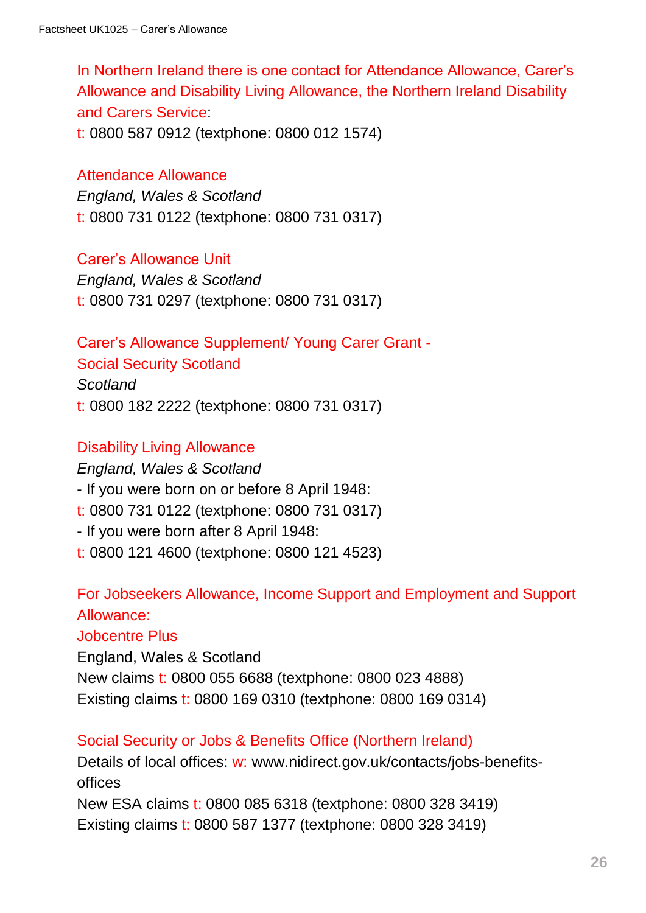In Northern Ireland there is one contact for Attendance Allowance, Carer's Allowance and Disability Living Allowance, the Northern Ireland Disability and Carers Service:
t: 0800 587 0912 (textphone: 0800 012 1574)

Attendance Allowance
*England, Wales & Scotland*
t: 0800 731 0122 (textphone: 0800 731 0317)

Carer's Allowance Unit
*England, Wales & Scotland*
t: 0800 731 0297 (textphone: 0800 731 0317)

Carer's Allowance Supplement/ Young Carer Grant - Social Security Scotland
*Scotland*
t: 0800 182 2222 (textphone: 0800 731 0317)

Disability Living Allowance
*England, Wales & Scotland*
- If you were born on or before 8 April 1948:
t: 0800 731 0122 (textphone: 0800 731 0317)
- If you were born after 8 April 1948:
t: 0800 121 4600 (textphone: 0800 121 4523)

For Jobseekers Allowance, Income Support and Employment and Support Allowance:
Jobcentre Plus
England, Wales & Scotland
New claims t: 0800 055 6688 (textphone: 0800 023 4888)
Existing claims t: 0800 169 0310 (textphone: 0800 169 0314)

Social Security or Jobs & Benefits Office (Northern Ireland)
Details of local offices: w: www.nidirect.gov.uk/contacts/jobs-benefits-offices
New ESA claims t: 0800 085 6318 (textphone: 0800 328 3419)
Existing claims t: 0800 587 1377 (textphone: 0800 328 3419)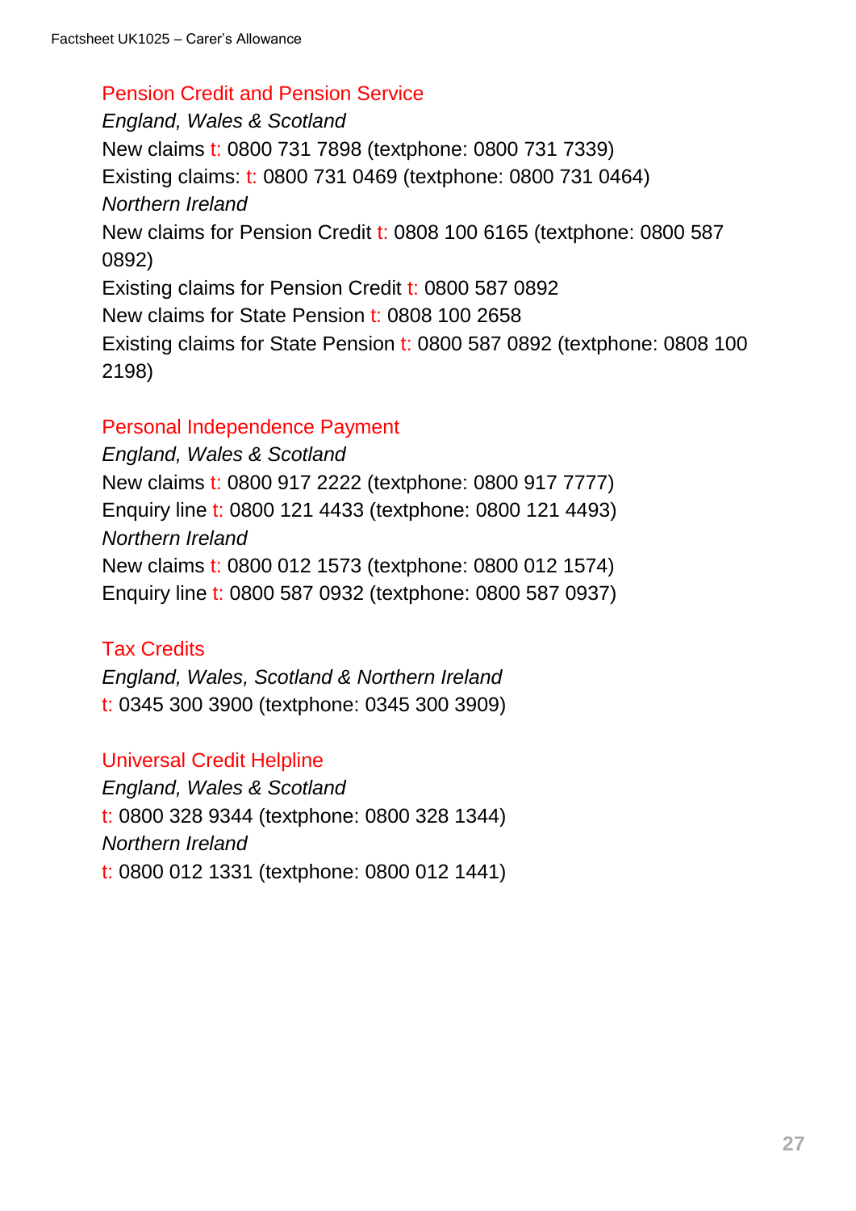### Pension Credit and Pension Service

*England, Wales & Scotland*

New claims t: 0800 731 7898 (textphone: 0800 731 7339)

Existing claims: t: 0800 731 0469 (textphone: 0800 731 0464)

*Northern Ireland*

New claims for Pension Credit t: 0808 100 6165 (textphone: 0800 587 0892)

Existing claims for Pension Credit t: 0800 587 0892

New claims for State Pension t: 0808 100 2658

Existing claims for State Pension t: 0800 587 0892 (textphone: 0808 100 2198)

### Personal Independence Payment

*England, Wales & Scotland*

New claims t: 0800 917 2222 (textphone: 0800 917 7777)

Enquiry line t: 0800 121 4433 (textphone: 0800 121 4493)

*Northern Ireland*

New claims t: 0800 012 1573 (textphone: 0800 012 1574)

Enquiry line t: 0800 587 0932 (textphone: 0800 587 0937)

### Tax Credits

*England, Wales, Scotland & Northern Ireland*

t: 0345 300 3900 (textphone: 0345 300 3909)

### Universal Credit Helpline

*England, Wales & Scotland*

t: 0800 328 9344 (textphone: 0800 328 1344)

*Northern Ireland*

t: 0800 012 1331 (textphone: 0800 012 1441)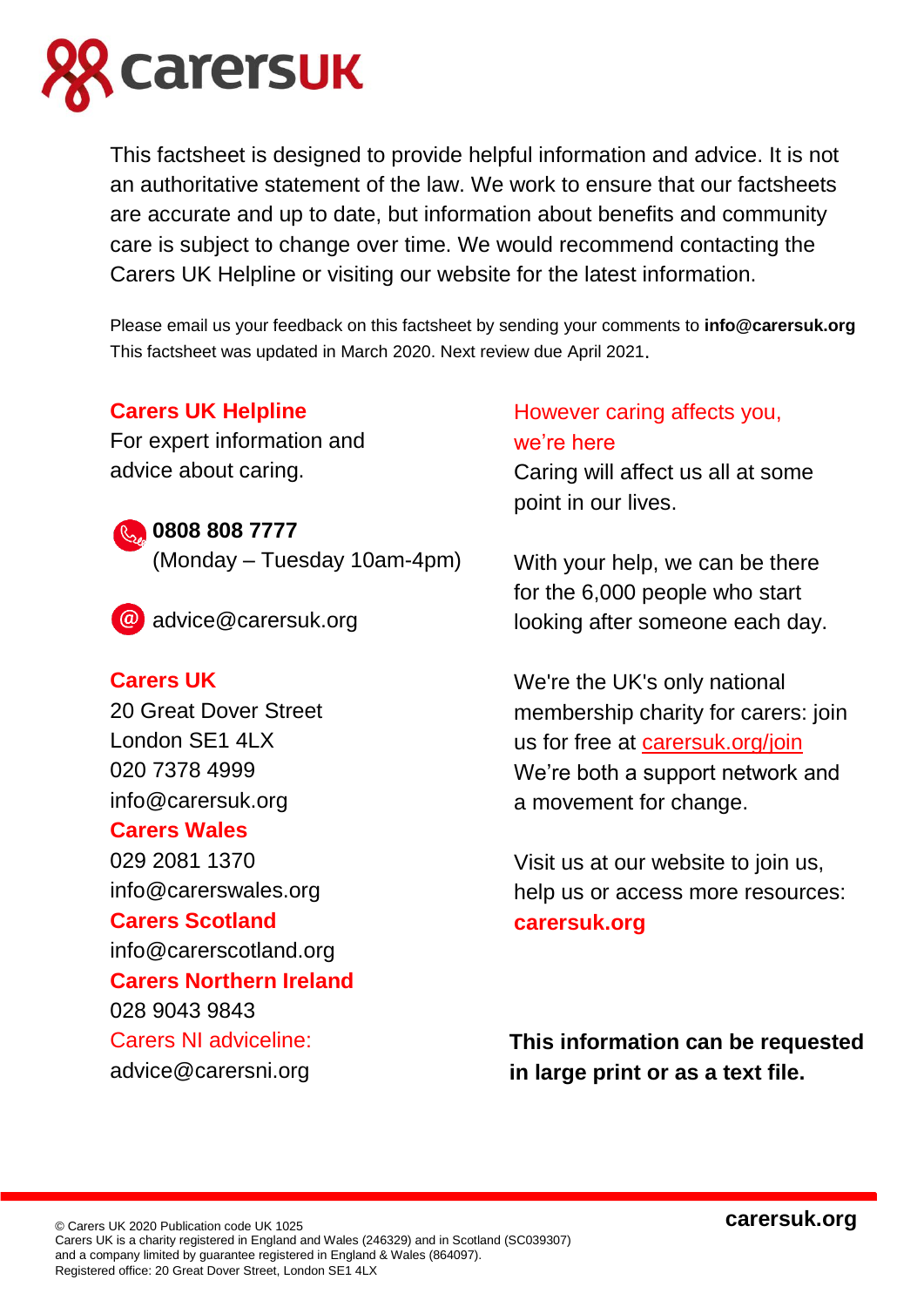# carersUK

This factsheet is designed to provide helpful information and advice. It is not an authoritative statement of the law. We work to ensure that our factsheets are accurate and up to date, but information about benefits and community care is subject to change over time. We would recommend contacting the Carers UK Helpline or visiting our website for the latest information.

Please email us your feedback on this factsheet by sending your comments to **info@carersuk.org**
This factsheet was updated in March 2020. Next review due April 2021.

## Carers UK Helpline

For expert information and advice about caring.

**0808 808 7777**
(Monday – Tuesday 10am-4pm)

advice@carersuk.org

## Carers UK

20 Great Dover Street
London SE1 4LX
020 7378 4999
info@carersuk.org

## Carers Wales

029 2081 1370
info@carerswales.org

## Carers Scotland

info@carerscotland.org

## Carers Northern Ireland

028 9043 9843

Carers NI adviceline:
advice@carersni.org

## However caring affects you, we're here

Caring will affect us all at some point in our lives.

With your help, we can be there for the 6,000 people who start looking after someone each day.

We're the UK's only national membership charity for carers: join us for free at carersuk.org/join
We're both a support network and a movement for change.

Visit us at our website to join us, help us or access more resources:
**carersuk.org**

**This information can be requested in large print or as a text file.**

© Carers UK 2020 Publication code UK 1025
Carers UK is a charity registered in England and Wales (246329) and in Scotland (SC039307) and a company limited by guarantee registered in England & Wales (864097).
Registered office: 20 Great Dover Street, London SE1 4LX

**carersuk.org**